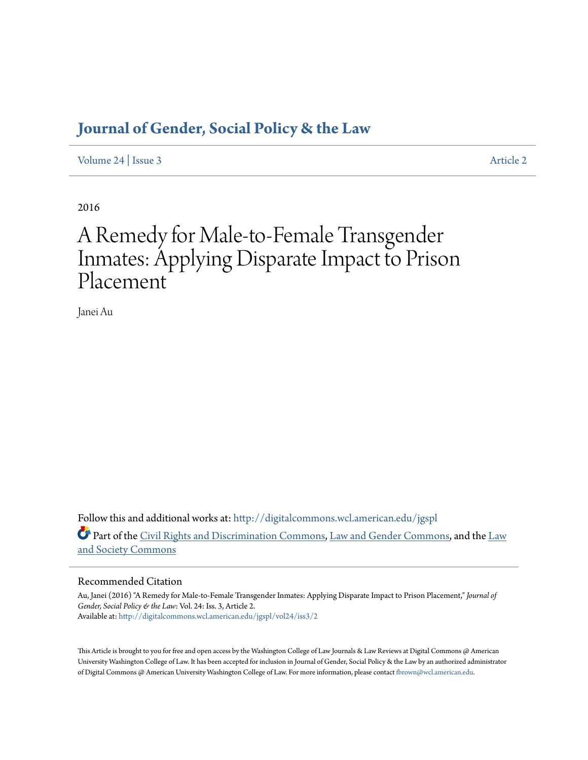# Journal of Gender, Social Policy & the Law

Volume 24 | Issue 3 Article 2

2016

# A Remedy for Male-to-Female Transgender Inmates: Applying Disparate Impact to Prison Placement

Janei Au

Follow this and additional works at: http://digitalcommons.wcl.american.edu/jgspl

Part of the Civil Rights and Discrimination Commons, Law and Gender Commons, and the Law and Society Commons

## Recommended Citation

Au, Janei (2016) "A Remedy for Male-to-Female Transgender Inmates: Applying Disparate Impact to Prison Placement," *Journal of Gender, Social Policy & the Law*: Vol. 24: Iss. 3, Article 2.
Available at: http://digitalcommons.wcl.american.edu/jgspl/vol24/iss3/2

This Article is brought to you for free and open access by the Washington College of Law Journals & Law Reviews at Digital Commons @ American University Washington College of Law. It has been accepted for inclusion in Journal of Gender, Social Policy & the Law by an authorized administrator of Digital Commons @ American University Washington College of Law. For more information, please contact fbrown@wcl.american.edu.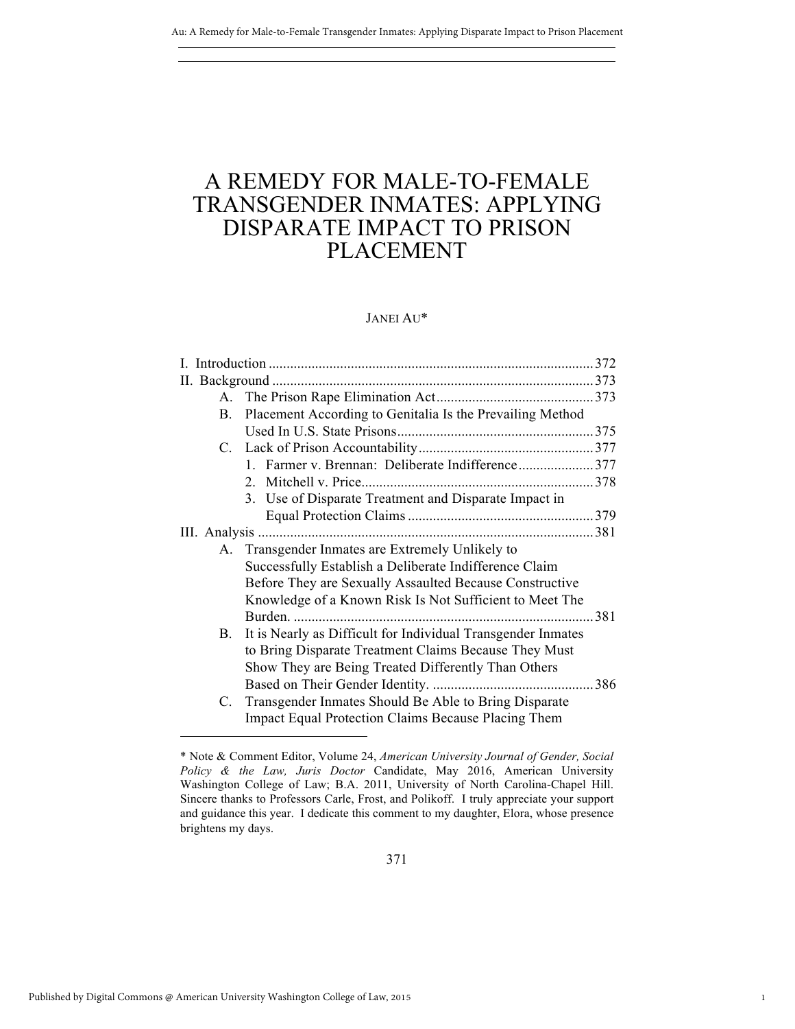# A REMEDY FOR MALE-TO-FEMALE TRANSGENDER INMATES: APPLYING DISPARATE IMPACT TO PRISON PLACEMENT

JANEI AU*

I. Introduction .......................................................................................... 372

II. Background ......................................................................................... 373

- A. The Prison Rape Elimination Act ............................................ 373
- B. Placement According to Genitalia Is the Prevailing Method Used In U.S. State Prisons ....................................................... 375
- C. Lack of Prison Accountability ................................................. 377
  1. Farmer v. Brennan: Deliberate Indifference ..................... 377
  2. Mitchell v. Price ................................................................. 378
  3. Use of Disparate Treatment and Disparate Impact in Equal Protection Claims .................................................... 379

III. Analysis ............................................................................................. 381

- A. Transgender Inmates are Extremely Unlikely to Successfully Establish a Deliberate Indifference Claim Before They are Sexually Assaulted Because Constructive Knowledge of a Known Risk Is Not Sufficient to Meet The Burden. ................................................................................... 381
- B. It is Nearly as Difficult for Individual Transgender Inmates to Bring Disparate Treatment Claims Because They Must Show They are Being Treated Differently Than Others Based on Their Gender Identity. ............................................ 386
- C. Transgender Inmates Should Be Able to Bring Disparate Impact Equal Protection Claims Because Placing Them

---

\* Note & Comment Editor, Volume 24, *American University Journal of Gender, Social Policy & the Law, Juris Doctor* Candidate, May 2016, American University Washington College of Law; B.A. 2011, University of North Carolina-Chapel Hill. Sincere thanks to Professors Carle, Frost, and Polikoff. I truly appreciate your support and guidance this year. I dedicate this comment to my daughter, Elora, whose presence brightens my days.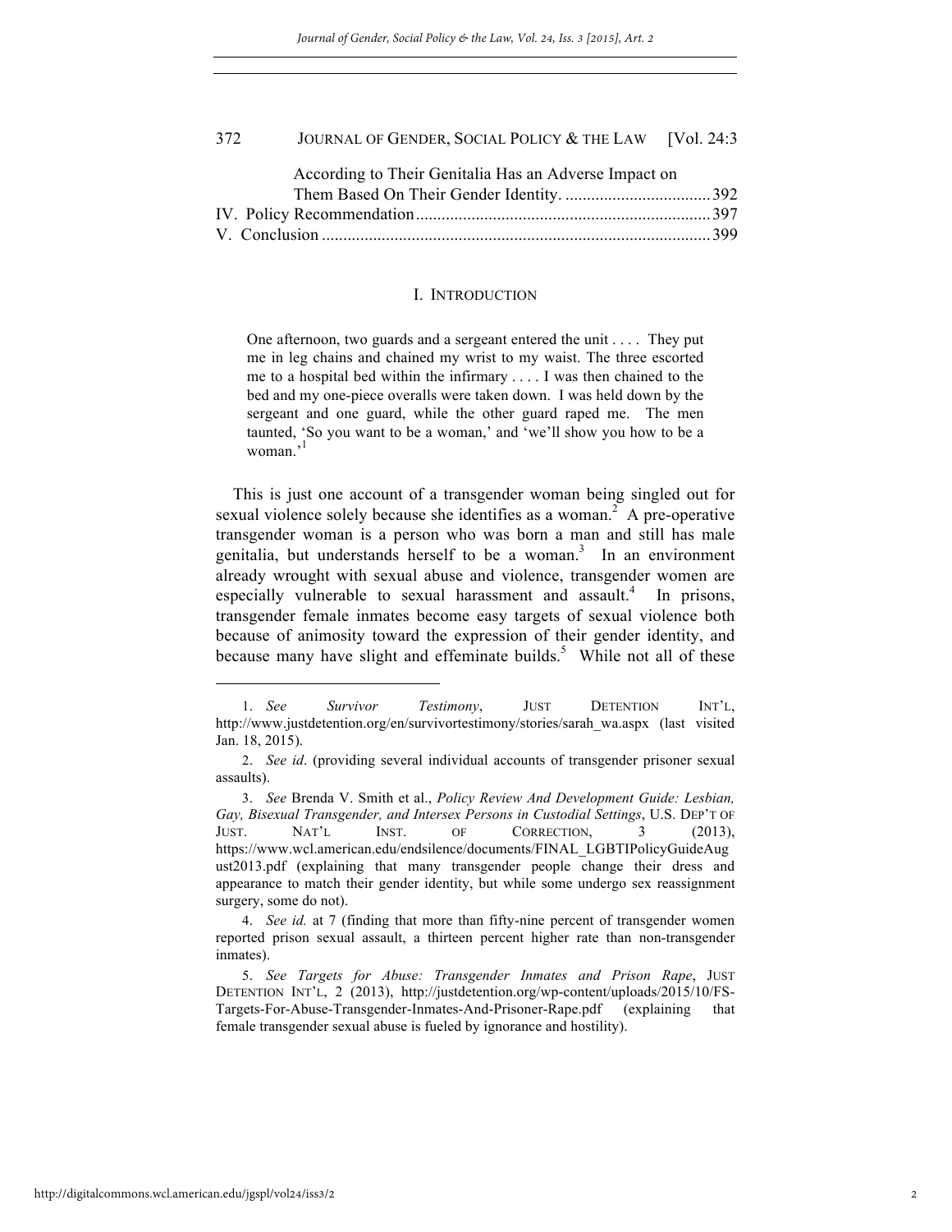According to Their Genitalia Has an Adverse Impact on Them Based On Their Gender Identity. .................................. 392

IV. Policy Recommendation .................................................................... 397

V. Conclusion .......................................................................................... 399

## I. INTRODUCTION

> One afternoon, two guards and a sergeant entered the unit . . . . They put me in leg chains and chained my wrist to my waist. The three escorted me to a hospital bed within the infirmary . . . . I was then chained to the bed and my one-piece overalls were taken down. I was held down by the sergeant and one guard, while the other guard raped me. The men taunted, 'So you want to be a woman,' and 'we'll show you how to be a woman.'[1]

This is just one account of a transgender woman being singled out for sexual violence solely because she identifies as a woman.[2] A pre-operative transgender woman is a person who was born a man and still has male genitalia, but understands herself to be a woman.[3] In an environment already wrought with sexual abuse and violence, transgender women are especially vulnerable to sexual harassment and assault.[4] In prisons, transgender female inmates become easy targets of sexual violence both because of animosity toward the expression of their gender identity, and because many have slight and effeminate builds.[5] While not all of these

---

1. *See Survivor Testimony*, JUST DETENTION INT'L, http://www.justdetention.org/en/survivortestimony/stories/sarah_wa.aspx (last visited Jan. 18, 2015).

2. *See id*. (providing several individual accounts of transgender prisoner sexual assaults).

3. *See* Brenda V. Smith et al., *Policy Review And Development Guide: Lesbian, Gay, Bisexual Transgender, and Intersex Persons in Custodial Settings*, U.S. DEP'T OF JUST. NAT'L INST. OF CORRECTION, 3 (2013), https://www.wcl.american.edu/endsilence/documents/FINAL_LGBTIPolicyGuideAugust2013.pdf (explaining that many transgender people change their dress and appearance to match their gender identity, but while some undergo sex reassignment surgery, some do not).

4. *See id.* at 7 (finding that more than fifty-nine percent of transgender women reported prison sexual assault, a thirteen percent higher rate than non-transgender inmates).

5. *See Targets for Abuse: Transgender Inmates and Prison Rape*, JUST DETENTION INT'L, 2 (2013), http://justdetention.org/wp-content/uploads/2015/10/FS-Targets-For-Abuse-Transgender-Inmates-And-Prisoner-Rape.pdf (explaining that female transgender sexual abuse is fueled by ignorance and hostility).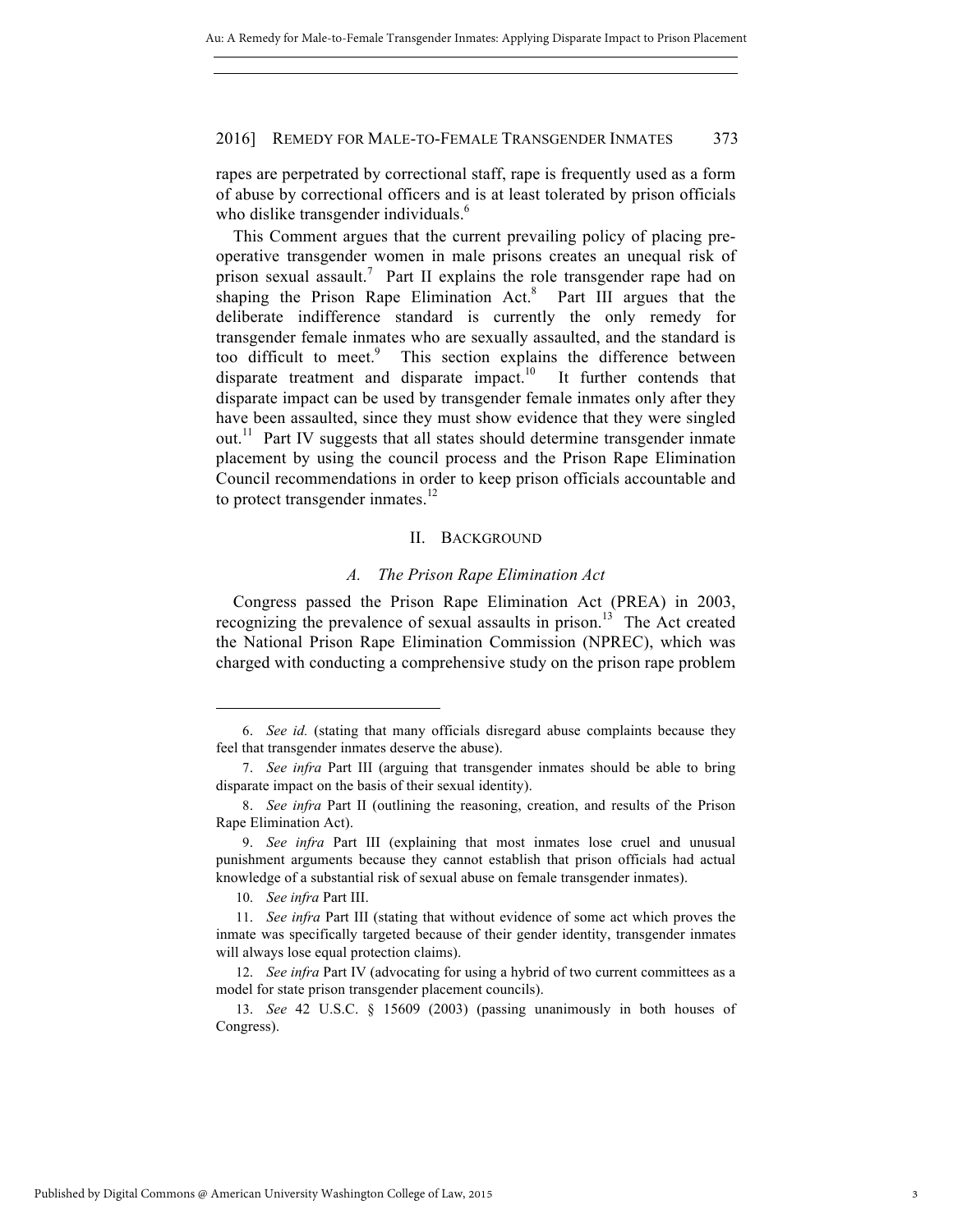rapes are perpetrated by correctional staff, rape is frequently used as a form of abuse by correctional officers and is at least tolerated by prison officials who dislike transgender individuals.[6]

This Comment argues that the current prevailing policy of placing pre-operative transgender women in male prisons creates an unequal risk of prison sexual assault.[7] Part II explains the role transgender rape had on shaping the Prison Rape Elimination Act.[8] Part III argues that the deliberate indifference standard is currently the only remedy for transgender female inmates who are sexually assaulted, and the standard is too difficult to meet.[9] This section explains the difference between disparate treatment and disparate impact.[10] It further contends that disparate impact can be used by transgender female inmates only after they have been assaulted, since they must show evidence that they were singled out.[11] Part IV suggests that all states should determine transgender inmate placement by using the council process and the Prison Rape Elimination Council recommendations in order to keep prison officials accountable and to protect transgender inmates.[12]

## II. Background

### *A. The Prison Rape Elimination Act*

Congress passed the Prison Rape Elimination Act (PREA) in 2003, recognizing the prevalence of sexual assaults in prison.[13] The Act created the National Prison Rape Elimination Commission (NPREC), which was charged with conducting a comprehensive study on the prison rape problem

---

6. *See id.* (stating that many officials disregard abuse complaints because they feel that transgender inmates deserve the abuse).

7. *See infra* Part III (arguing that transgender inmates should be able to bring disparate impact on the basis of their sexual identity).

8. *See infra* Part II (outlining the reasoning, creation, and results of the Prison Rape Elimination Act).

9. *See infra* Part III (explaining that most inmates lose cruel and unusual punishment arguments because they cannot establish that prison officials had actual knowledge of a substantial risk of sexual abuse on female transgender inmates).

10. *See infra* Part III.

11. *See infra* Part III (stating that without evidence of some act which proves the inmate was specifically targeted because of their gender identity, transgender inmates will always lose equal protection claims).

12. *See infra* Part IV (advocating for using a hybrid of two current committees as a model for state prison transgender placement councils).

13. *See* 42 U.S.C. § 15609 (2003) (passing unanimously in both houses of Congress).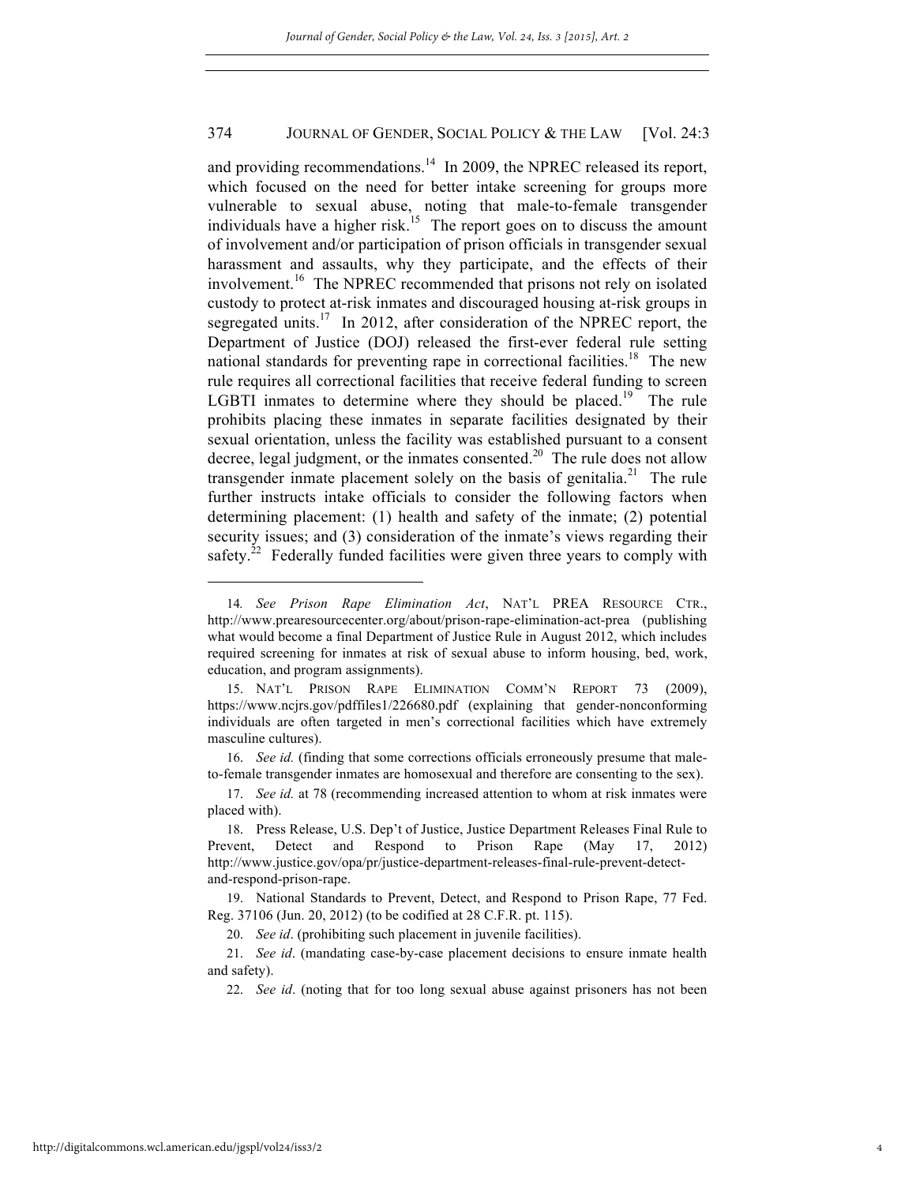and providing recommendations.[14] In 2009, the NPREC released its report, which focused on the need for better intake screening for groups more vulnerable to sexual abuse, noting that male-to-female transgender individuals have a higher risk.[15] The report goes on to discuss the amount of involvement and/or participation of prison officials in transgender sexual harassment and assaults, why they participate, and the effects of their involvement.[16] The NPREC recommended that prisons not rely on isolated custody to protect at-risk inmates and discouraged housing at-risk groups in segregated units.[17] In 2012, after consideration of the NPREC report, the Department of Justice (DOJ) released the first-ever federal rule setting national standards for preventing rape in correctional facilities.[18] The new rule requires all correctional facilities that receive federal funding to screen LGBTI inmates to determine where they should be placed.[19] The rule prohibits placing these inmates in separate facilities designated by their sexual orientation, unless the facility was established pursuant to a consent decree, legal judgment, or the inmates consented.[20] The rule does not allow transgender inmate placement solely on the basis of genitalia.[21] The rule further instructs intake officials to consider the following factors when determining placement: (1) health and safety of the inmate; (2) potential security issues; and (3) consideration of the inmate's views regarding their safety.[22] Federally funded facilities were given three years to comply with

---

14. *See Prison Rape Elimination Act*, NAT'L PREA RESOURCE CTR., http://www.prearesourcecenter.org/about/prison-rape-elimination-act-prea (publishing what would become a final Department of Justice Rule in August 2012, which includes required screening for inmates at risk of sexual abuse to inform housing, bed, work, education, and program assignments).

15. NAT'L PRISON RAPE ELIMINATION COMM'N REPORT 73 (2009), https://www.ncjrs.gov/pdffiles1/226680.pdf (explaining that gender-nonconforming individuals are often targeted in men's correctional facilities which have extremely masculine cultures).

16. *See id.* (finding that some corrections officials erroneously presume that male-to-female transgender inmates are homosexual and therefore are consenting to the sex).

17. *See id.* at 78 (recommending increased attention to whom at risk inmates were placed with).

18. Press Release, U.S. Dep't of Justice, Justice Department Releases Final Rule to Prevent, Detect and Respond to Prison Rape (May 17, 2012) http://www.justice.gov/opa/pr/justice-department-releases-final-rule-prevent-detect-and-respond-prison-rape.

19. National Standards to Prevent, Detect, and Respond to Prison Rape, 77 Fed. Reg. 37106 (Jun. 20, 2012) (to be codified at 28 C.F.R. pt. 115).

20. *See id*. (prohibiting such placement in juvenile facilities).

21. *See id*. (mandating case-by-case placement decisions to ensure inmate health and safety).

22. *See id*. (noting that for too long sexual abuse against prisoners has not been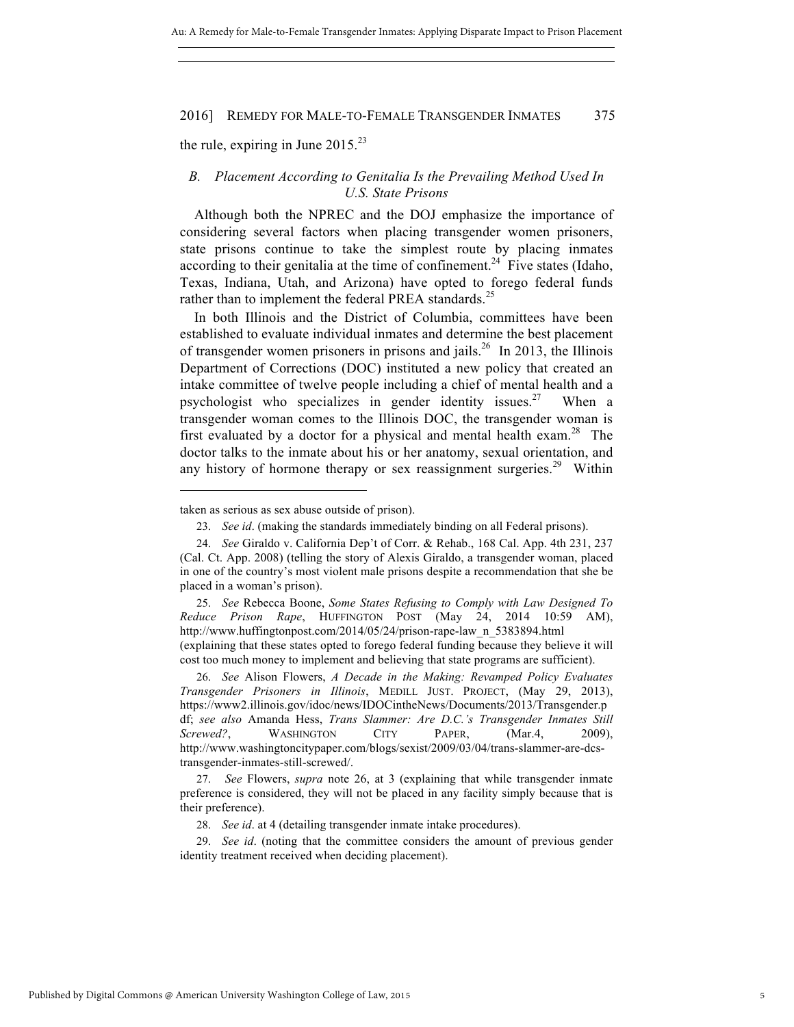the rule, expiring in June 2015.[23]

### *B. Placement According to Genitalia Is the Prevailing Method Used In U.S. State Prisons*

Although both the NPREC and the DOJ emphasize the importance of considering several factors when placing transgender women prisoners, state prisons continue to take the simplest route by placing inmates according to their genitalia at the time of confinement.[24] Five states (Idaho, Texas, Indiana, Utah, and Arizona) have opted to forego federal funds rather than to implement the federal PREA standards.[25]

In both Illinois and the District of Columbia, committees have been established to evaluate individual inmates and determine the best placement of transgender women prisoners in prisons and jails.[26] In 2013, the Illinois Department of Corrections (DOC) instituted a new policy that created an intake committee of twelve people including a chief of mental health and a psychologist who specializes in gender identity issues.[27] When a transgender woman comes to the Illinois DOC, the transgender woman is first evaluated by a doctor for a physical and mental health exam.[28] The doctor talks to the inmate about his or her anatomy, sexual orientation, and any history of hormone therapy or sex reassignment surgeries.[29] Within

---

taken as serious as sex abuse outside of prison).

23. *See id*. (making the standards immediately binding on all Federal prisons).

24. *See* Giraldo v. California Dep't of Corr. & Rehab., 168 Cal. App. 4th 231, 237 (Cal. Ct. App. 2008) (telling the story of Alexis Giraldo, a transgender woman, placed in one of the country's most violent male prisons despite a recommendation that she be placed in a woman's prison).

25. *See* Rebecca Boone, *Some States Refusing to Comply with Law Designed To Reduce Prison Rape*, HUFFINGTON POST (May 24, 2014 10:59 AM), http://www.huffingtonpost.com/2014/05/24/prison-rape-law_n_5383894.html (explaining that these states opted to forego federal funding because they believe it will cost too much money to implement and believing that state programs are sufficient).

26. *See* Alison Flowers, *A Decade in the Making: Revamped Policy Evaluates Transgender Prisoners in Illinois*, MEDILL JUST. PROJECT, (May 29, 2013), https://www2.illinois.gov/idoc/news/IDOCintheNews/Documents/2013/Transgender.pdf; *see also* Amanda Hess, *Trans Slammer: Are D.C.'s Transgender Inmates Still Screwed?*, WASHINGTON CITY PAPER, (Mar.4, 2009), http://www.washingtoncitypaper.com/blogs/sexist/2009/03/04/trans-slammer-are-dcs-transgender-inmates-still-screwed/.

27. *See* Flowers, *supra* note 26, at 3 (explaining that while transgender inmate preference is considered, they will not be placed in any facility simply because that is their preference).

28. *See id*. at 4 (detailing transgender inmate intake procedures).

29. *See id*. (noting that the committee considers the amount of previous gender identity treatment received when deciding placement).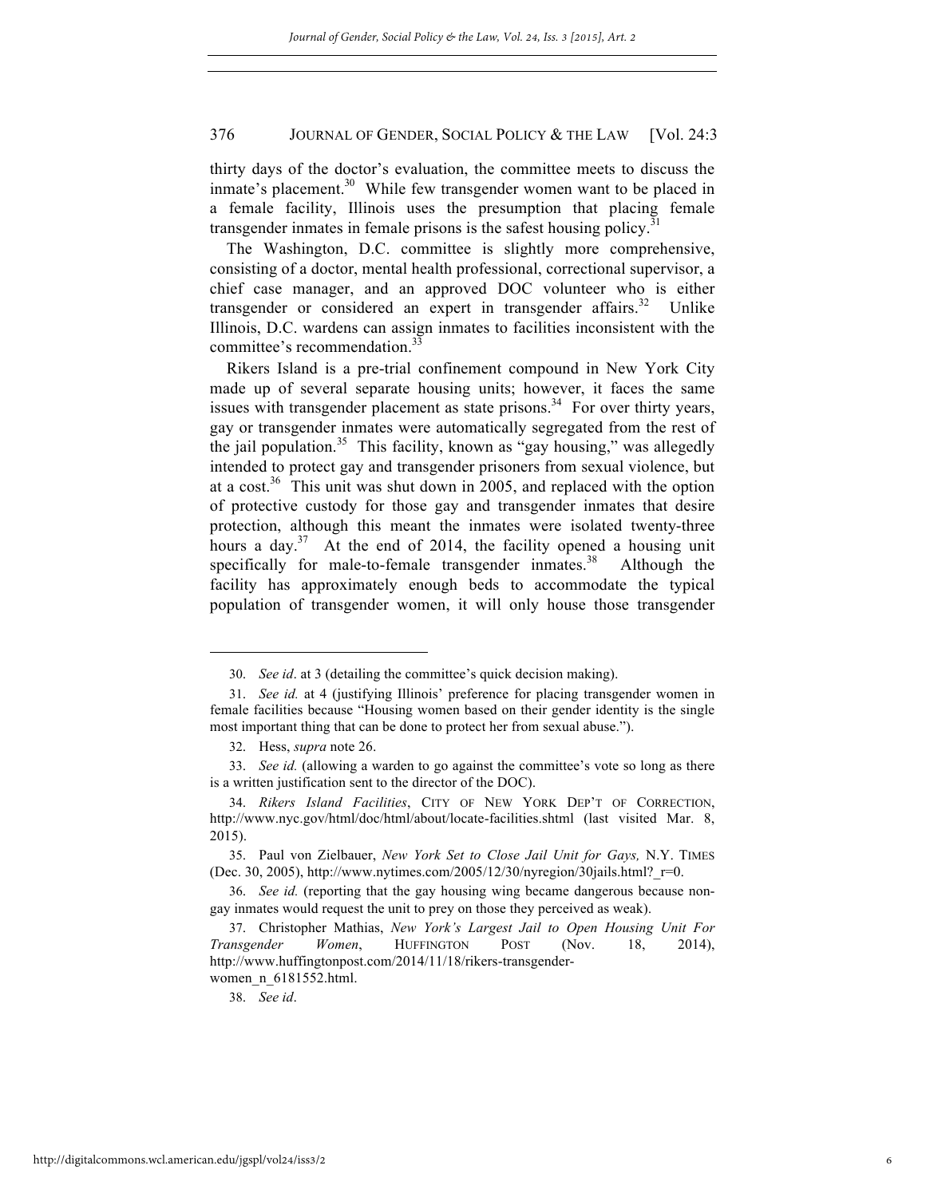thirty days of the doctor's evaluation, the committee meets to discuss the inmate's placement.[30] While few transgender women want to be placed in a female facility, Illinois uses the presumption that placing female transgender inmates in female prisons is the safest housing policy.[31]

The Washington, D.C. committee is slightly more comprehensive, consisting of a doctor, mental health professional, correctional supervisor, a chief case manager, and an approved DOC volunteer who is either transgender or considered an expert in transgender affairs.[32] Unlike Illinois, D.C. wardens can assign inmates to facilities inconsistent with the committee's recommendation.[33]

Rikers Island is a pre-trial confinement compound in New York City made up of several separate housing units; however, it faces the same issues with transgender placement as state prisons.[34] For over thirty years, gay or transgender inmates were automatically segregated from the rest of the jail population.[35] This facility, known as "gay housing," was allegedly intended to protect gay and transgender prisoners from sexual violence, but at a cost.[36] This unit was shut down in 2005, and replaced with the option of protective custody for those gay and transgender inmates that desire protection, although this meant the inmates were isolated twenty-three hours a day.[37] At the end of 2014, the facility opened a housing unit specifically for male-to-female transgender inmates.[38] Although the facility has approximately enough beds to accommodate the typical population of transgender women, it will only house those transgender

---

30. *See id*. at 3 (detailing the committee's quick decision making).

31. *See id.* at 4 (justifying Illinois' preference for placing transgender women in female facilities because "Housing women based on their gender identity is the single most important thing that can be done to protect her from sexual abuse.").

32. Hess, *supra* note 26.

33. *See id.* (allowing a warden to go against the committee's vote so long as there is a written justification sent to the director of the DOC).

34. *Rikers Island Facilities*, CITY OF NEW YORK DEP'T OF CORRECTION, http://www.nyc.gov/html/doc/html/about/locate-facilities.shtml (last visited Mar. 8, 2015).

35. Paul von Zielbauer, *New York Set to Close Jail Unit for Gays,* N.Y. TIMES (Dec. 30, 2005), http://www.nytimes.com/2005/12/30/nyregion/30jails.html?_r=0.

36. *See id.* (reporting that the gay housing wing became dangerous because non-gay inmates would request the unit to prey on those they perceived as weak).

37. Christopher Mathias, *New York's Largest Jail to Open Housing Unit For Transgender Women*, HUFFINGTON POST (Nov. 18, 2014), http://www.huffingtonpost.com/2014/11/18/rikers-transgender-women_n_6181552.html.

38. *See id*.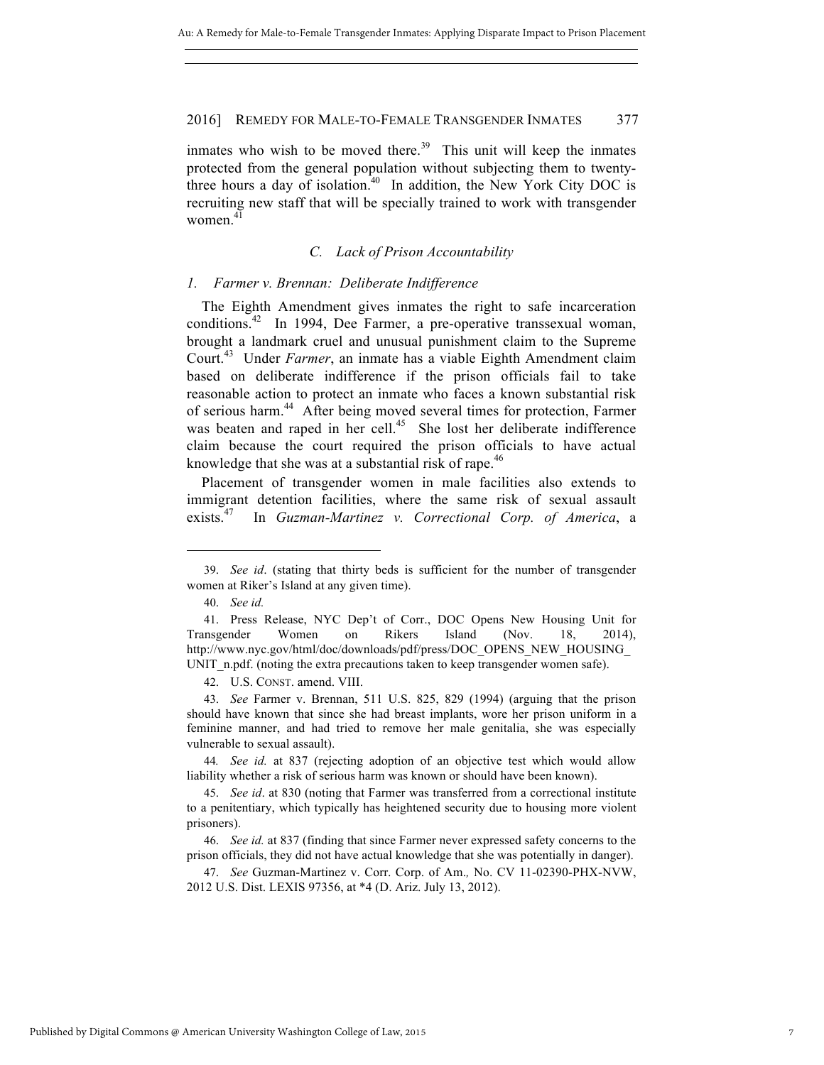inmates who wish to be moved there.[39] This unit will keep the inmates protected from the general population without subjecting them to twenty-three hours a day of isolation.[40] In addition, the New York City DOC is recruiting new staff that will be specially trained to work with transgender women.[41]

### C. *Lack of Prison Accountability*

#### 1. *Farmer v. Brennan: Deliberate Indifference*

The Eighth Amendment gives inmates the right to safe incarceration conditions.[42] In 1994, Dee Farmer, a pre-operative transsexual woman, brought a landmark cruel and unusual punishment claim to the Supreme Court.[43] Under *Farmer*, an inmate has a viable Eighth Amendment claim based on deliberate indifference if the prison officials fail to take reasonable action to protect an inmate who faces a known substantial risk of serious harm.[44] After being moved several times for protection, Farmer was beaten and raped in her cell.[45] She lost her deliberate indifference claim because the court required the prison officials to have actual knowledge that she was at a substantial risk of rape.[46]

Placement of transgender women in male facilities also extends to immigrant detention facilities, where the same risk of sexual assault exists.[47] In *Guzman-Martinez v. Correctional Corp. of America*, a

---

39. *See id*. (stating that thirty beds is sufficient for the number of transgender women at Riker's Island at any given time).

40. *See id.*

41. Press Release, NYC Dep't of Corr., DOC Opens New Housing Unit for Transgender Women on Rikers Island (Nov. 18, 2014), http://www.nyc.gov/html/doc/downloads/pdf/press/DOC_OPENS_NEW_HOUSING_UNIT_n.pdf. (noting the extra precautions taken to keep transgender women safe).

42. U.S. CONST. amend. VIII.

43. *See* Farmer v. Brennan, 511 U.S. 825, 829 (1994) (arguing that the prison should have known that since she had breast implants, wore her prison uniform in a feminine manner, and had tried to remove her male genitalia, she was especially vulnerable to sexual assault).

44. *See id.* at 837 (rejecting adoption of an objective test which would allow liability whether a risk of serious harm was known or should have been known).

45. *See id*. at 830 (noting that Farmer was transferred from a correctional institute to a penitentiary, which typically has heightened security due to housing more violent prisoners).

46. *See id.* at 837 (finding that since Farmer never expressed safety concerns to the prison officials, they did not have actual knowledge that she was potentially in danger).

47. *See* Guzman-Martinez v. Corr. Corp. of Am., No. CV 11-02390-PHX-NVW, 2012 U.S. Dist. LEXIS 97356, at *4 (D. Ariz. July 13, 2012).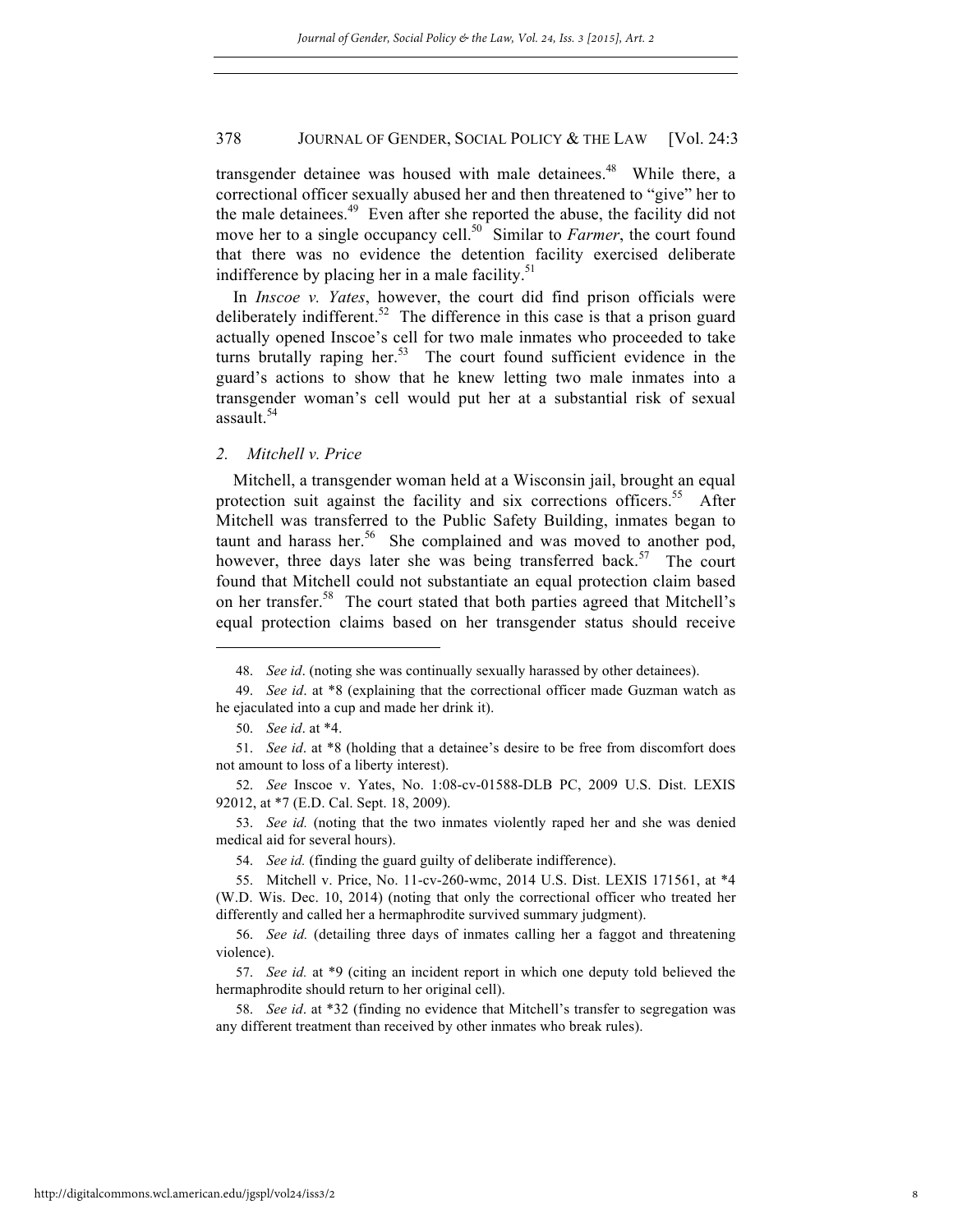transgender detainee was housed with male detainees.[48] While there, a correctional officer sexually abused her and then threatened to "give" her to the male detainees.[49] Even after she reported the abuse, the facility did not move her to a single occupancy cell.[50] Similar to *Farmer*, the court found that there was no evidence the detention facility exercised deliberate indifference by placing her in a male facility.[51]

In *Inscoe v. Yates*, however, the court did find prison officials were deliberately indifferent.[52] The difference in this case is that a prison guard actually opened Inscoe's cell for two male inmates who proceeded to take turns brutally raping her.[53] The court found sufficient evidence in the guard's actions to show that he knew letting two male inmates into a transgender woman's cell would put her at a substantial risk of sexual assault.[54]

### *2. Mitchell v. Price*

Mitchell, a transgender woman held at a Wisconsin jail, brought an equal protection suit against the facility and six corrections officers.[55] After Mitchell was transferred to the Public Safety Building, inmates began to taunt and harass her.[56] She complained and was moved to another pod, however, three days later she was being transferred back.[57] The court found that Mitchell could not substantiate an equal protection claim based on her transfer.[58] The court stated that both parties agreed that Mitchell's equal protection claims based on her transgender status should receive

---

48. *See id*. (noting she was continually sexually harassed by other detainees).

49. *See id*. at *8 (explaining that the correctional officer made Guzman watch as he ejaculated into a cup and made her drink it).

50. *See id*. at *4.

51. *See id*. at *8 (holding that a detainee's desire to be free from discomfort does not amount to loss of a liberty interest).

52. *See* Inscoe v. Yates, No. 1:08-cv-01588-DLB PC, 2009 U.S. Dist. LEXIS 92012, at *7 (E.D. Cal. Sept. 18, 2009).

53. *See id.* (noting that the two inmates violently raped her and she was denied medical aid for several hours).

54. *See id.* (finding the guard guilty of deliberate indifference).

55. Mitchell v. Price, No. 11-cv-260-wmc, 2014 U.S. Dist. LEXIS 171561, at *4 (W.D. Wis. Dec. 10, 2014) (noting that only the correctional officer who treated her differently and called her a hermaphrodite survived summary judgment).

56. *See id.* (detailing three days of inmates calling her a faggot and threatening violence).

57. *See id.* at *9 (citing an incident report in which one deputy told believed the hermaphrodite should return to her original cell).

58. *See id*. at *32 (finding no evidence that Mitchell's transfer to segregation was any different treatment than received by other inmates who break rules).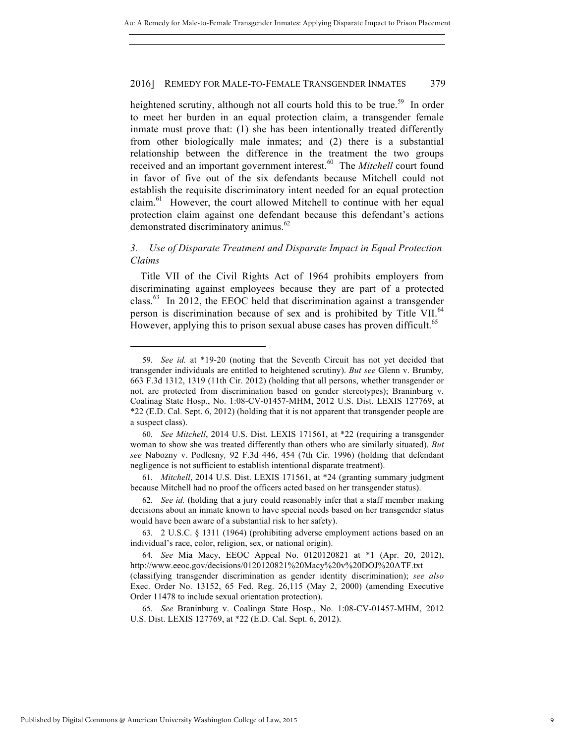heightened scrutiny, although not all courts hold this to be true.[59] In order to meet her burden in an equal protection claim, a transgender female inmate must prove that: (1) she has been intentionally treated differently from other biologically male inmates; and (2) there is a substantial relationship between the difference in the treatment the two groups received and an important government interest.[60] The *Mitchell* court found in favor of five out of the six defendants because Mitchell could not establish the requisite discriminatory intent needed for an equal protection claim.[61] However, the court allowed Mitchell to continue with her equal protection claim against one defendant because this defendant's actions demonstrated discriminatory animus.[62]

### 3. *Use of Disparate Treatment and Disparate Impact in Equal Protection Claims*

Title VII of the Civil Rights Act of 1964 prohibits employers from discriminating against employees because they are part of a protected class.[63] In 2012, the EEOC held that discrimination against a transgender person is discrimination because of sex and is prohibited by Title VII.[64] However, applying this to prison sexual abuse cases has proven difficult.[65]

---

59. *See id.* at *19-20 (noting that the Seventh Circuit has not yet decided that transgender individuals are entitled to heightened scrutiny). *But see* Glenn v. Brumby, 663 F.3d 1312, 1319 (11th Cir. 2012) (holding that all persons, whether transgender or not, are protected from discrimination based on gender stereotypes); Braninburg v. Coalinag State Hosp., No. 1:08-CV-01457-MHM, 2012 U.S. Dist. LEXIS 127769, at *22 (E.D. Cal. Sept. 6, 2012) (holding that it is not apparent that transgender people are a suspect class).

60. *See Mitchell*, 2014 U.S. Dist. LEXIS 171561, at *22 (requiring a transgender woman to show she was treated differently than others who are similarly situated). *But see* Nabozny v. Podlesny, 92 F.3d 446, 454 (7th Cir. 1996) (holding that defendant negligence is not sufficient to establish intentional disparate treatment).

61. *Mitchell*, 2014 U.S. Dist. LEXIS 171561, at *24 (granting summary judgment because Mitchell had no proof the officers acted based on her transgender status).

62. *See id.* (holding that a jury could reasonably infer that a staff member making decisions about an inmate known to have special needs based on her transgender status would have been aware of a substantial risk to her safety).

63. 2 U.S.C. § 1311 (1964) (prohibiting adverse employment actions based on an individual's race, color, religion, sex, or national origin).

64. *See* Mia Macy, EEOC Appeal No. 0120120821 at *1 (Apr. 20, 2012), http://www.eeoc.gov/decisions/0120120821%20Macy%20v%20DOJ%20ATF.txt (classifying transgender discrimination as gender identity discrimination); *see also* Exec. Order No. 13152, 65 Fed. Reg. 26,115 (May 2, 2000) (amending Executive Order 11478 to include sexual orientation protection).

65. *See* Braninburg v. Coalinga State Hosp., No. 1:08-CV-01457-MHM, 2012 U.S. Dist. LEXIS 127769, at *22 (E.D. Cal. Sept. 6, 2012).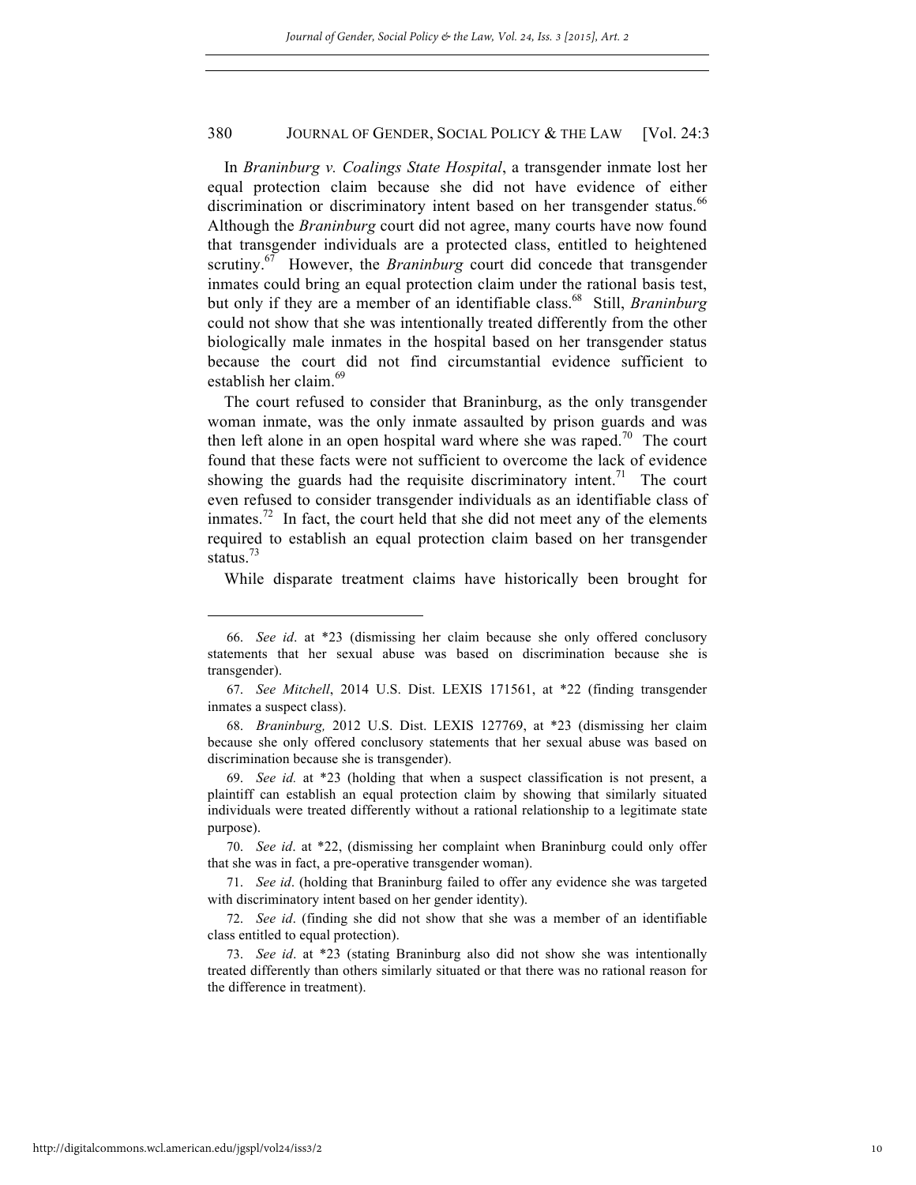In *Braninburg v. Coalings State Hospital*, a transgender inmate lost her equal protection claim because she did not have evidence of either discrimination or discriminatory intent based on her transgender status.[66] Although the *Braninburg* court did not agree, many courts have now found that transgender individuals are a protected class, entitled to heightened scrutiny.[67] However, the *Braninburg* court did concede that transgender inmates could bring an equal protection claim under the rational basis test, but only if they are a member of an identifiable class.[68] Still, *Braninburg* could not show that she was intentionally treated differently from the other biologically male inmates in the hospital based on her transgender status because the court did not find circumstantial evidence sufficient to establish her claim.[69]

The court refused to consider that Braninburg, as the only transgender woman inmate, was the only inmate assaulted by prison guards and was then left alone in an open hospital ward where she was raped.[70] The court found that these facts were not sufficient to overcome the lack of evidence showing the guards had the requisite discriminatory intent.[71] The court even refused to consider transgender individuals as an identifiable class of inmates.[72] In fact, the court held that she did not meet any of the elements required to establish an equal protection claim based on her transgender status.[73]

While disparate treatment claims have historically been brought for

---

66. *See id*. at \*23 (dismissing her claim because she only offered conclusory statements that her sexual abuse was based on discrimination because she is transgender).

67. *See Mitchell*, 2014 U.S. Dist. LEXIS 171561, at \*22 (finding transgender inmates a suspect class).

68. *Braninburg,* 2012 U.S. Dist. LEXIS 127769, at \*23 (dismissing her claim because she only offered conclusory statements that her sexual abuse was based on discrimination because she is transgender).

69. *See id.* at \*23 (holding that when a suspect classification is not present, a plaintiff can establish an equal protection claim by showing that similarly situated individuals were treated differently without a rational relationship to a legitimate state purpose).

70. *See id*. at \*22, (dismissing her complaint when Braninburg could only offer that she was in fact, a pre-operative transgender woman).

71. *See id*. (holding that Braninburg failed to offer any evidence she was targeted with discriminatory intent based on her gender identity).

72. *See id*. (finding she did not show that she was a member of an identifiable class entitled to equal protection).

73. *See id*. at \*23 (stating Braninburg also did not show she was intentionally treated differently than others similarly situated or that there was no rational reason for the difference in treatment).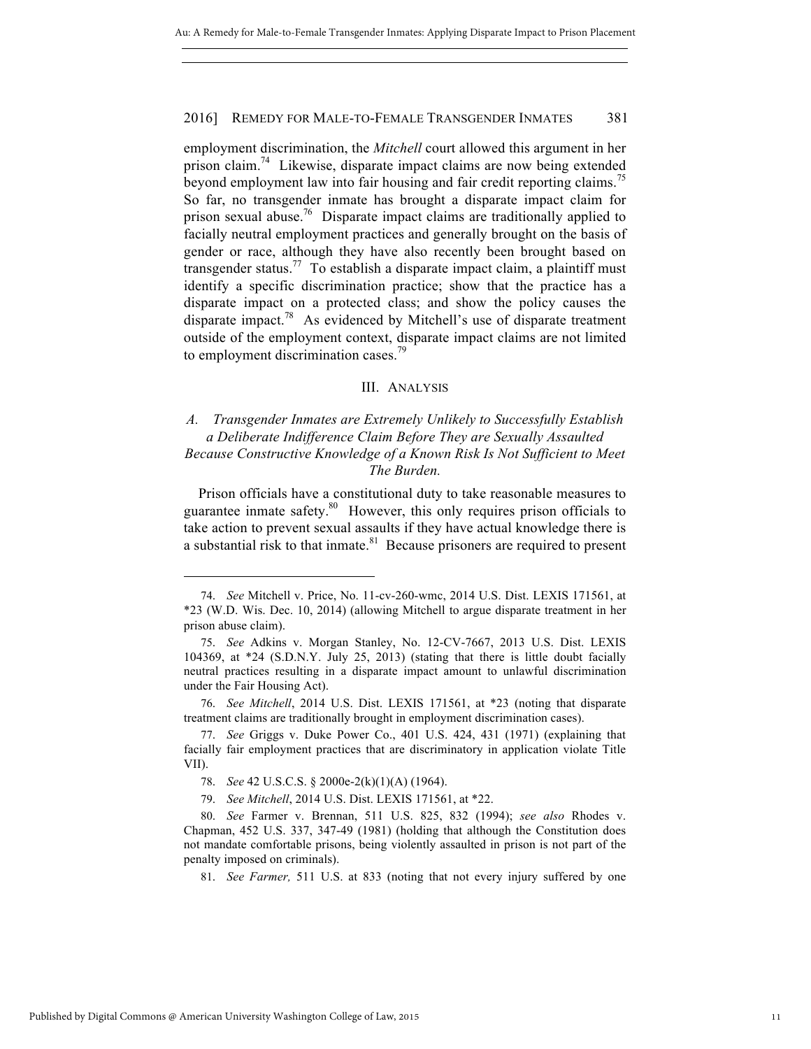employment discrimination, the *Mitchell* court allowed this argument in her prison claim.[74] Likewise, disparate impact claims are now being extended beyond employment law into fair housing and fair credit reporting claims.[75] So far, no transgender inmate has brought a disparate impact claim for prison sexual abuse.[76] Disparate impact claims are traditionally applied to facially neutral employment practices and generally brought on the basis of gender or race, although they have also recently been brought based on transgender status.[77] To establish a disparate impact claim, a plaintiff must identify a specific discrimination practice; show that the practice has a disparate impact on a protected class; and show the policy causes the disparate impact.[78] As evidenced by Mitchell's use of disparate treatment outside of the employment context, disparate impact claims are not limited to employment discrimination cases.[79]

## III. ANALYSIS

### *A. Transgender Inmates are Extremely Unlikely to Successfully Establish a Deliberate Indifference Claim Before They are Sexually Assaulted Because Constructive Knowledge of a Known Risk Is Not Sufficient to Meet The Burden.*

Prison officials have a constitutional duty to take reasonable measures to guarantee inmate safety.[80] However, this only requires prison officials to take action to prevent sexual assaults if they have actual knowledge there is a substantial risk to that inmate.[81] Because prisoners are required to present

---

74. *See* Mitchell v. Price, No. 11-cv-260-wmc, 2014 U.S. Dist. LEXIS 171561, at *23 (W.D. Wis. Dec. 10, 2014) (allowing Mitchell to argue disparate treatment in her prison abuse claim).

75. *See* Adkins v. Morgan Stanley, No. 12-CV-7667, 2013 U.S. Dist. LEXIS 104369, at *24 (S.D.N.Y. July 25, 2013) (stating that there is little doubt facially neutral practices resulting in a disparate impact amount to unlawful discrimination under the Fair Housing Act).

76. *See Mitchell*, 2014 U.S. Dist. LEXIS 171561, at *23 (noting that disparate treatment claims are traditionally brought in employment discrimination cases).

77. *See* Griggs v. Duke Power Co., 401 U.S. 424, 431 (1971) (explaining that facially fair employment practices that are discriminatory in application violate Title VII).

78. *See* 42 U.S.C.S. § 2000e-2(k)(1)(A) (1964).

79. *See Mitchell*, 2014 U.S. Dist. LEXIS 171561, at *22.

80. *See* Farmer v. Brennan, 511 U.S. 825, 832 (1994); *see also* Rhodes v. Chapman, 452 U.S. 337, 347-49 (1981) (holding that although the Constitution does not mandate comfortable prisons, being violently assaulted in prison is not part of the penalty imposed on criminals).

81. *See Farmer,* 511 U.S. at 833 (noting that not every injury suffered by one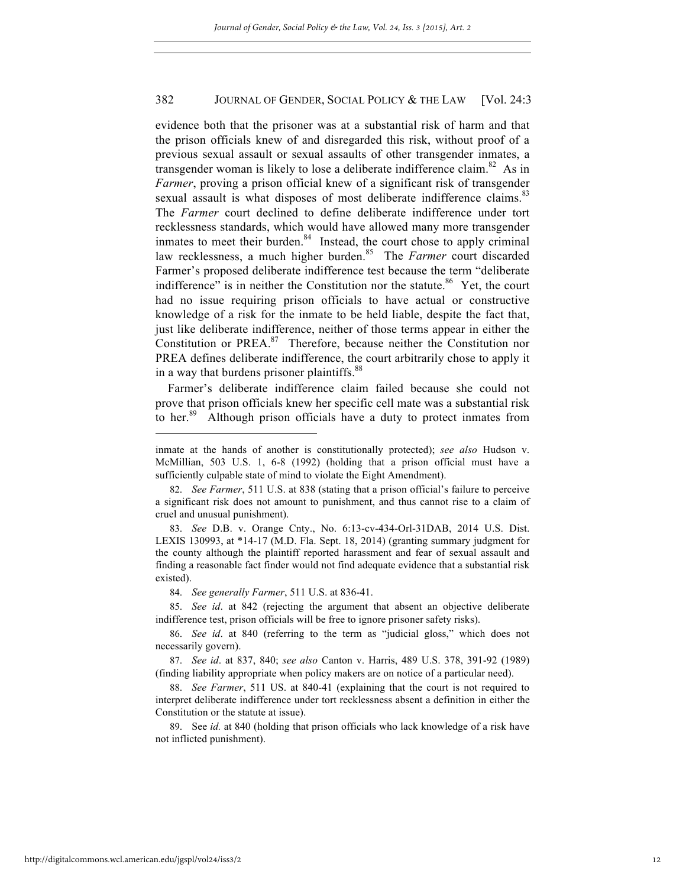evidence both that the prisoner was at a substantial risk of harm and that the prison officials knew of and disregarded this risk, without proof of a previous sexual assault or sexual assaults of other transgender inmates, a transgender woman is likely to lose a deliberate indifference claim.[82] As in *Farmer*, proving a prison official knew of a significant risk of transgender sexual assault is what disposes of most deliberate indifference claims.[83] The *Farmer* court declined to define deliberate indifference under tort recklessness standards, which would have allowed many more transgender inmates to meet their burden.[84] Instead, the court chose to apply criminal law recklessness, a much higher burden.[85] The *Farmer* court discarded Farmer's proposed deliberate indifference test because the term "deliberate indifference" is in neither the Constitution nor the statute.[86] Yet, the court had no issue requiring prison officials to have actual or constructive knowledge of a risk for the inmate to be held liable, despite the fact that, just like deliberate indifference, neither of those terms appear in either the Constitution or PREA.[87] Therefore, because neither the Constitution nor PREA defines deliberate indifference, the court arbitrarily chose to apply it in a way that burdens prisoner plaintiffs.[88]

Farmer's deliberate indifference claim failed because she could not prove that prison officials knew her specific cell mate was a substantial risk to her.[89] Although prison officials have a duty to protect inmates from

---

inmate at the hands of another is constitutionally protected); *see also* Hudson v. McMillian, 503 U.S. 1, 6-8 (1992) (holding that a prison official must have a sufficiently culpable state of mind to violate the Eight Amendment).

82. *See Farmer*, 511 U.S. at 838 (stating that a prison official's failure to perceive a significant risk does not amount to punishment, and thus cannot rise to a claim of cruel and unusual punishment).

83. *See* D.B. v. Orange Cnty., No. 6:13-cv-434-Orl-31DAB, 2014 U.S. Dist. LEXIS 130993, at *14-17 (M.D. Fla. Sept. 18, 2014) (granting summary judgment for the county although the plaintiff reported harassment and fear of sexual assault and finding a reasonable fact finder would not find adequate evidence that a substantial risk existed).

84. *See generally Farmer*, 511 U.S. at 836-41.

85. *See id*. at 842 (rejecting the argument that absent an objective deliberate indifference test, prison officials will be free to ignore prisoner safety risks).

86. *See id*. at 840 (referring to the term as "judicial gloss," which does not necessarily govern).

87. *See id*. at 837, 840; *see also* Canton v. Harris, 489 U.S. 378, 391-92 (1989) (finding liability appropriate when policy makers are on notice of a particular need).

88. *See Farmer*, 511 US. at 840-41 (explaining that the court is not required to interpret deliberate indifference under tort recklessness absent a definition in either the Constitution or the statute at issue).

89. See *id.* at 840 (holding that prison officials who lack knowledge of a risk have not inflicted punishment).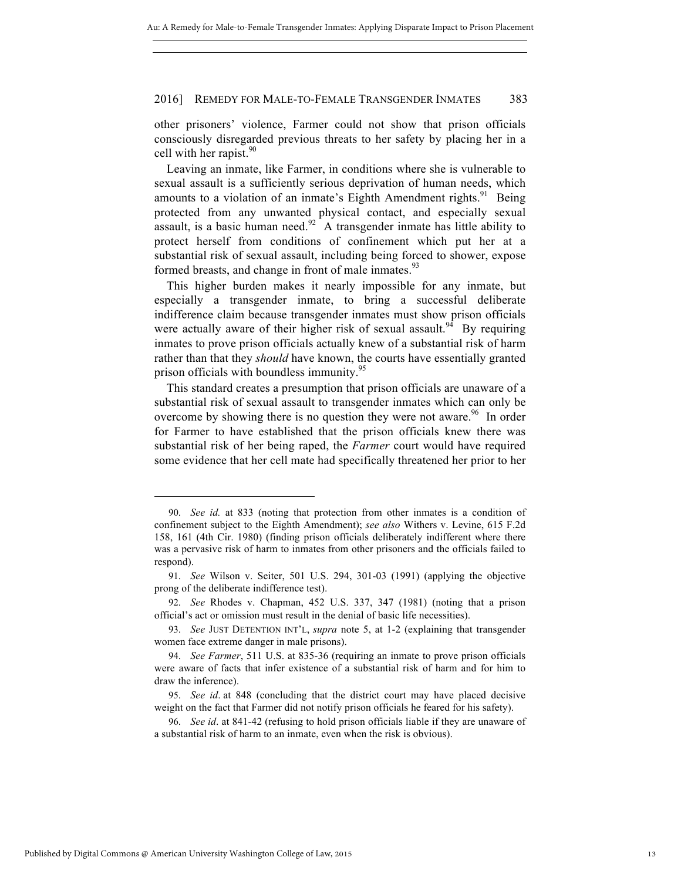other prisoners' violence, Farmer could not show that prison officials consciously disregarded previous threats to her safety by placing her in a cell with her rapist.[90]

Leaving an inmate, like Farmer, in conditions where she is vulnerable to sexual assault is a sufficiently serious deprivation of human needs, which amounts to a violation of an inmate's Eighth Amendment rights.[91] Being protected from any unwanted physical contact, and especially sexual assault, is a basic human need.[92] A transgender inmate has little ability to protect herself from conditions of confinement which put her at a substantial risk of sexual assault, including being forced to shower, expose formed breasts, and change in front of male inmates.[93]

This higher burden makes it nearly impossible for any inmate, but especially a transgender inmate, to bring a successful deliberate indifference claim because transgender inmates must show prison officials were actually aware of their higher risk of sexual assault.[94] By requiring inmates to prove prison officials actually knew of a substantial risk of harm rather than that they *should* have known, the courts have essentially granted prison officials with boundless immunity.[95]

This standard creates a presumption that prison officials are unaware of a substantial risk of sexual assault to transgender inmates which can only be overcome by showing there is no question they were not aware.[96] In order for Farmer to have established that the prison officials knew there was substantial risk of her being raped, the *Farmer* court would have required some evidence that her cell mate had specifically threatened her prior to her

---

90. *See id.* at 833 (noting that protection from other inmates is a condition of confinement subject to the Eighth Amendment); *see also* Withers v. Levine, 615 F.2d 158, 161 (4th Cir. 1980) (finding prison officials deliberately indifferent where there was a pervasive risk of harm to inmates from other prisoners and the officials failed to respond).

91. *See* Wilson v. Seiter, 501 U.S. 294, 301-03 (1991) (applying the objective prong of the deliberate indifference test).

92. *See* Rhodes v. Chapman, 452 U.S. 337, 347 (1981) (noting that a prison official's act or omission must result in the denial of basic life necessities).

93. *See* JUST DETENTION INT'L, *supra* note 5, at 1-2 (explaining that transgender women face extreme danger in male prisons).

94. *See Farmer*, 511 U.S. at 835-36 (requiring an inmate to prove prison officials were aware of facts that infer existence of a substantial risk of harm and for him to draw the inference).

95. *See id*. at 848 (concluding that the district court may have placed decisive weight on the fact that Farmer did not notify prison officials he feared for his safety).

96. *See id*. at 841-42 (refusing to hold prison officials liable if they are unaware of a substantial risk of harm to an inmate, even when the risk is obvious).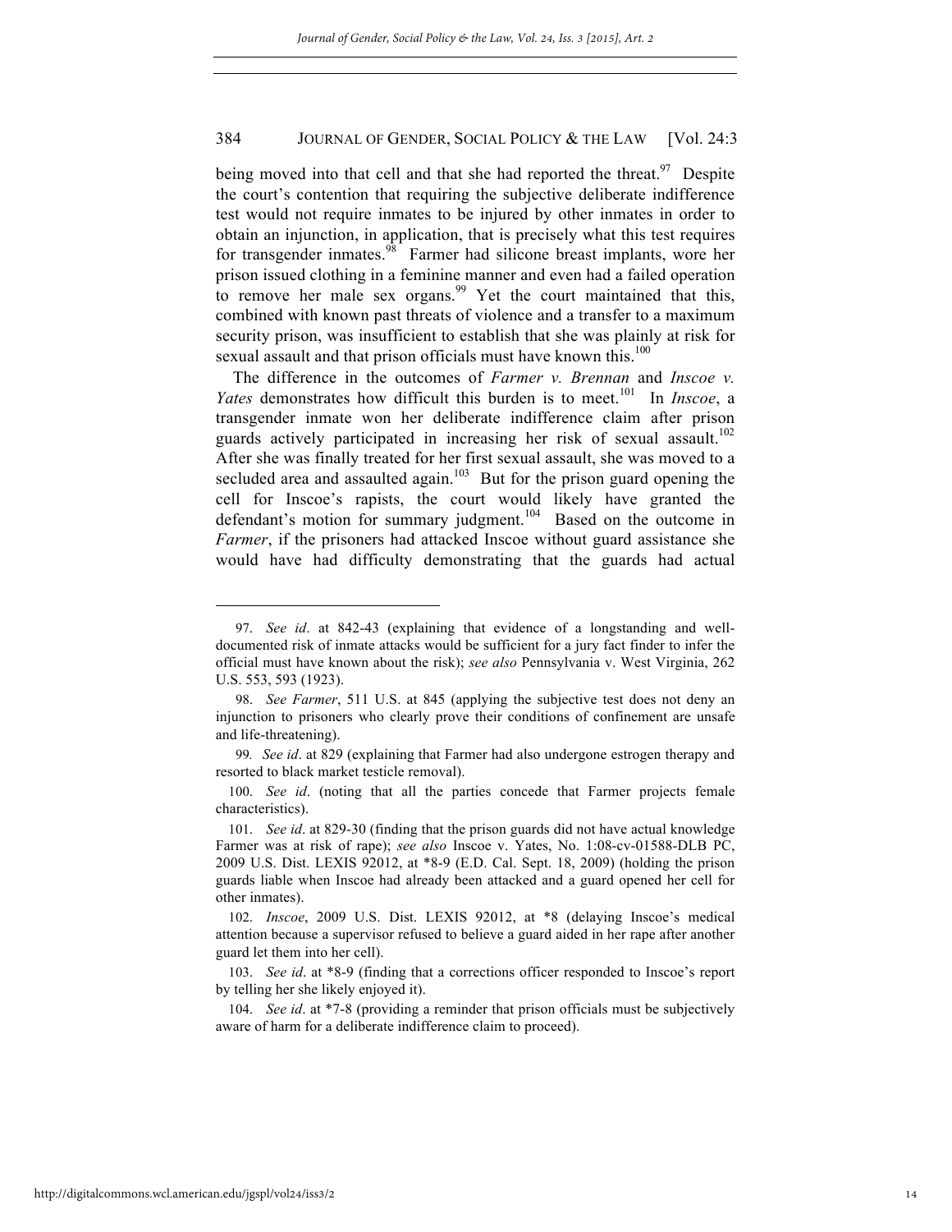being moved into that cell and that she had reported the threat.[97] Despite the court's contention that requiring the subjective deliberate indifference test would not require inmates to be injured by other inmates in order to obtain an injunction, in application, that is precisely what this test requires for transgender inmates.[98] Farmer had silicone breast implants, wore her prison issued clothing in a feminine manner and even had a failed operation to remove her male sex organs.[99] Yet the court maintained that this, combined with known past threats of violence and a transfer to a maximum security prison, was insufficient to establish that she was plainly at risk for sexual assault and that prison officials must have known this.[100]

The difference in the outcomes of *Farmer v. Brennan* and *Inscoe v. Yates* demonstrates how difficult this burden is to meet.[101] In *Inscoe*, a transgender inmate won her deliberate indifference claim after prison guards actively participated in increasing her risk of sexual assault.[102] After she was finally treated for her first sexual assault, she was moved to a secluded area and assaulted again.[103] But for the prison guard opening the cell for Inscoe's rapists, the court would likely have granted the defendant's motion for summary judgment.[104] Based on the outcome in *Farmer*, if the prisoners had attacked Inscoe without guard assistance she would have had difficulty demonstrating that the guards had actual

---

97. *See id*. at 842-43 (explaining that evidence of a longstanding and well-documented risk of inmate attacks would be sufficient for a jury fact finder to infer the official must have known about the risk); *see also* Pennsylvania v. West Virginia, 262 U.S. 553, 593 (1923).

98. *See Farmer*, 511 U.S. at 845 (applying the subjective test does not deny an injunction to prisoners who clearly prove their conditions of confinement are unsafe and life-threatening).

99. *See id*. at 829 (explaining that Farmer had also undergone estrogen therapy and resorted to black market testicle removal).

100. *See id*. (noting that all the parties concede that Farmer projects female characteristics).

101. *See id*. at 829-30 (finding that the prison guards did not have actual knowledge Farmer was at risk of rape); *see also* Inscoe v. Yates, No. 1:08-cv-01588-DLB PC, 2009 U.S. Dist. LEXIS 92012, at \*8-9 (E.D. Cal. Sept. 18, 2009) (holding the prison guards liable when Inscoe had already been attacked and a guard opened her cell for other inmates).

102. *Inscoe*, 2009 U.S. Dist. LEXIS 92012, at \*8 (delaying Inscoe's medical attention because a supervisor refused to believe a guard aided in her rape after another guard let them into her cell).

103. *See id*. at \*8-9 (finding that a corrections officer responded to Inscoe's report by telling her she likely enjoyed it).

104. *See id*. at \*7-8 (providing a reminder that prison officials must be subjectively aware of harm for a deliberate indifference claim to proceed).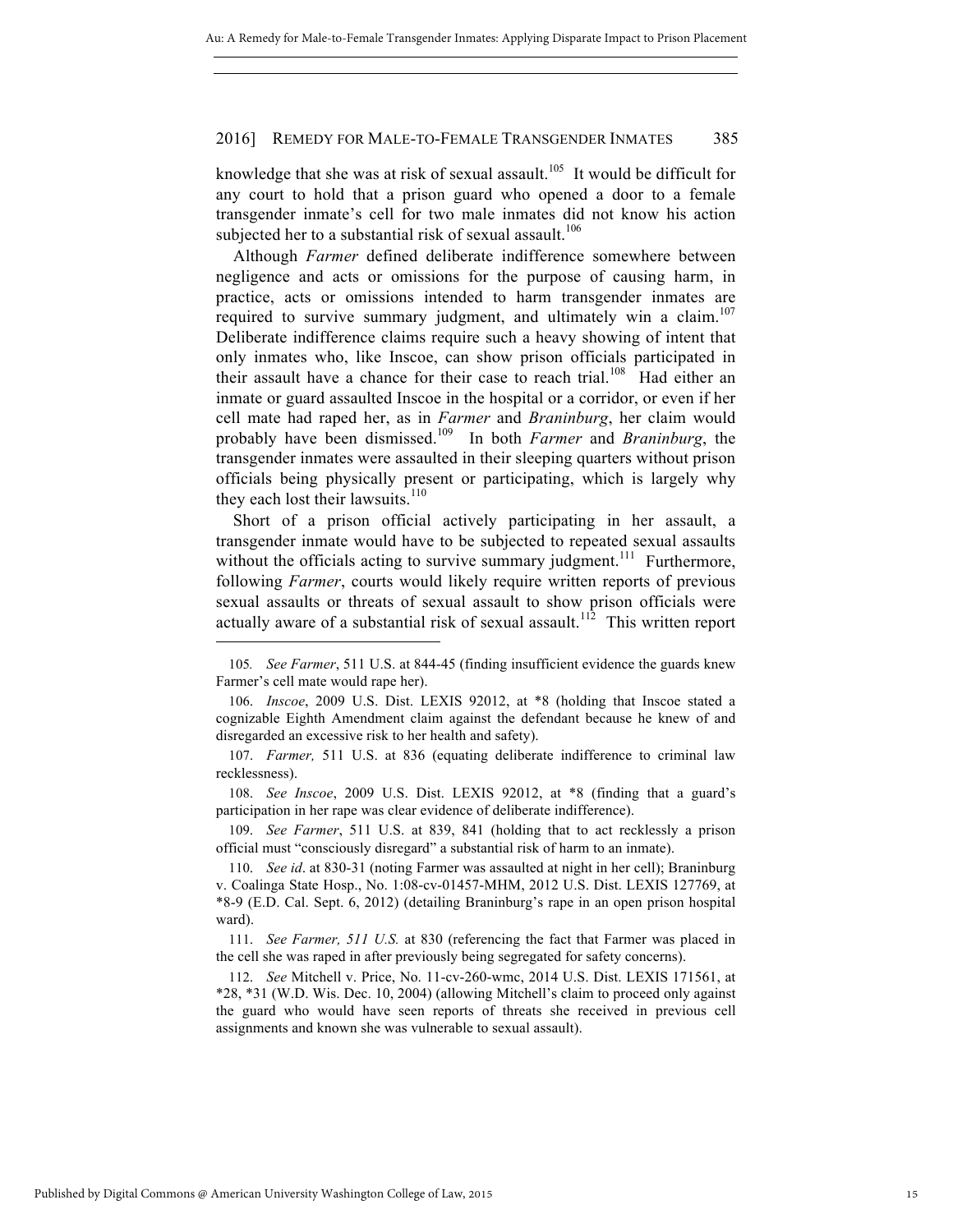knowledge that she was at risk of sexual assault.[105] It would be difficult for any court to hold that a prison guard who opened a door to a female transgender inmate's cell for two male inmates did not know his action subjected her to a substantial risk of sexual assault.[106]

Although *Farmer* defined deliberate indifference somewhere between negligence and acts or omissions for the purpose of causing harm, in practice, acts or omissions intended to harm transgender inmates are required to survive summary judgment, and ultimately win a claim.[107] Deliberate indifference claims require such a heavy showing of intent that only inmates who, like Inscoe, can show prison officials participated in their assault have a chance for their case to reach trial.[108] Had either an inmate or guard assaulted Inscoe in the hospital or a corridor, or even if her cell mate had raped her, as in *Farmer* and *Braninburg*, her claim would probably have been dismissed.[109] In both *Farmer* and *Braninburg*, the transgender inmates were assaulted in their sleeping quarters without prison officials being physically present or participating, which is largely why they each lost their lawsuits.[110]

Short of a prison official actively participating in her assault, a transgender inmate would have to be subjected to repeated sexual assaults without the officials acting to survive summary judgment.[111] Furthermore, following *Farmer*, courts would likely require written reports of previous sexual assaults or threats of sexual assault to show prison officials were actually aware of a substantial risk of sexual assault.[112] This written report

---

105. *See Farmer*, 511 U.S. at 844-45 (finding insufficient evidence the guards knew Farmer's cell mate would rape her).

106. *Inscoe*, 2009 U.S. Dist. LEXIS 92012, at *8 (holding that Inscoe stated a cognizable Eighth Amendment claim against the defendant because he knew of and disregarded an excessive risk to her health and safety).

107. *Farmer,* 511 U.S. at 836 (equating deliberate indifference to criminal law recklessness).

108. *See Inscoe*, 2009 U.S. Dist. LEXIS 92012, at *8 (finding that a guard's participation in her rape was clear evidence of deliberate indifference).

109. *See Farmer*, 511 U.S. at 839, 841 (holding that to act recklessly a prison official must "consciously disregard" a substantial risk of harm to an inmate).

110. *See id*. at 830-31 (noting Farmer was assaulted at night in her cell); Braninburg v. Coalinga State Hosp., No. 1:08-cv-01457-MHM, 2012 U.S. Dist. LEXIS 127769, at *8-9 (E.D. Cal. Sept. 6, 2012) (detailing Braninburg's rape in an open prison hospital ward).

111. *See Farmer, 511 U.S.* at 830 (referencing the fact that Farmer was placed in the cell she was raped in after previously being segregated for safety concerns).

112. *See* Mitchell v. Price, No. 11-cv-260-wmc, 2014 U.S. Dist. LEXIS 171561, at *28, *31 (W.D. Wis. Dec. 10, 2004) (allowing Mitchell's claim to proceed only against the guard who would have seen reports of threats she received in previous cell assignments and known she was vulnerable to sexual assault).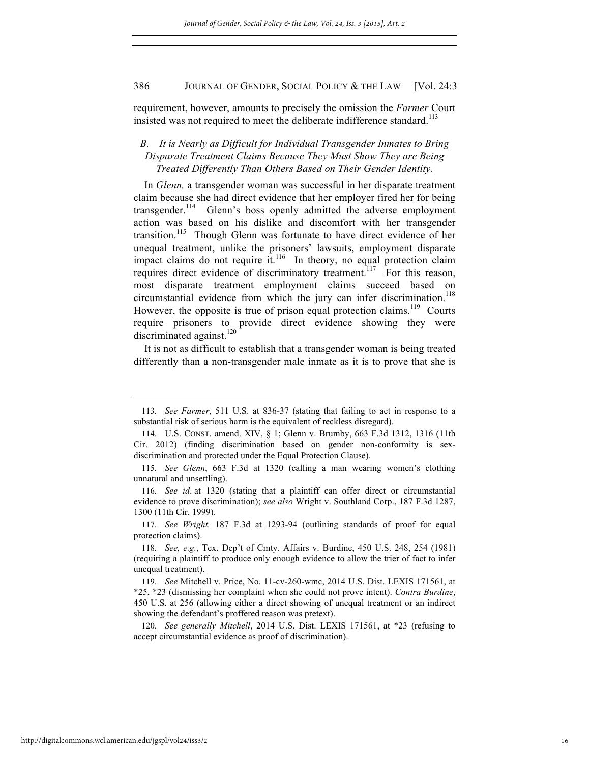requirement, however, amounts to precisely the omission the *Farmer* Court insisted was not required to meet the deliberate indifference standard.[113]

### B. *It is Nearly as Difficult for Individual Transgender Inmates to Bring Disparate Treatment Claims Because They Must Show They are Being Treated Differently Than Others Based on Their Gender Identity.*

In *Glenn,* a transgender woman was successful in her disparate treatment claim because she had direct evidence that her employer fired her for being transgender.[114] Glenn's boss openly admitted the adverse employment action was based on his dislike and discomfort with her transgender transition.[115] Though Glenn was fortunate to have direct evidence of her unequal treatment, unlike the prisoners' lawsuits, employment disparate impact claims do not require it.[116] In theory, no equal protection claim requires direct evidence of discriminatory treatment.[117] For this reason, most disparate treatment employment claims succeed based on circumstantial evidence from which the jury can infer discrimination.[118] However, the opposite is true of prison equal protection claims.[119] Courts require prisoners to provide direct evidence showing they were discriminated against.[120]

It is not as difficult to establish that a transgender woman is being treated differently than a non-transgender male inmate as it is to prove that she is

---

113. *See Farmer*, 511 U.S. at 836-37 (stating that failing to act in response to a substantial risk of serious harm is the equivalent of reckless disregard).

114. U.S. CONST. amend. XIV, § 1; Glenn v. Brumby, 663 F.3d 1312, 1316 (11th Cir. 2012) (finding discrimination based on gender non-conformity is sex-discrimination and protected under the Equal Protection Clause).

115. *See Glenn*, 663 F.3d at 1320 (calling a man wearing women's clothing unnatural and unsettling).

116. *See id.* at 1320 (stating that a plaintiff can offer direct or circumstantial evidence to prove discrimination); *see also* Wright v. Southland Corp., 187 F.3d 1287, 1300 (11th Cir. 1999).

117. *See Wright,* 187 F.3d at 1293-94 (outlining standards of proof for equal protection claims).

118. *See, e.g.*, Tex. Dep't of Cmty. Affairs v. Burdine, 450 U.S. 248, 254 (1981) (requiring a plaintiff to produce only enough evidence to allow the trier of fact to infer unequal treatment).

119. *See* Mitchell v. Price, No. 11-cv-260-wmc, 2014 U.S. Dist. LEXIS 171561, at \*25, \*23 (dismissing her complaint when she could not prove intent). *Contra Burdine*, 450 U.S. at 256 (allowing either a direct showing of unequal treatment or an indirect showing the defendant's proffered reason was pretext).

120. *See generally Mitchell*, 2014 U.S. Dist. LEXIS 171561, at \*23 (refusing to accept circumstantial evidence as proof of discrimination).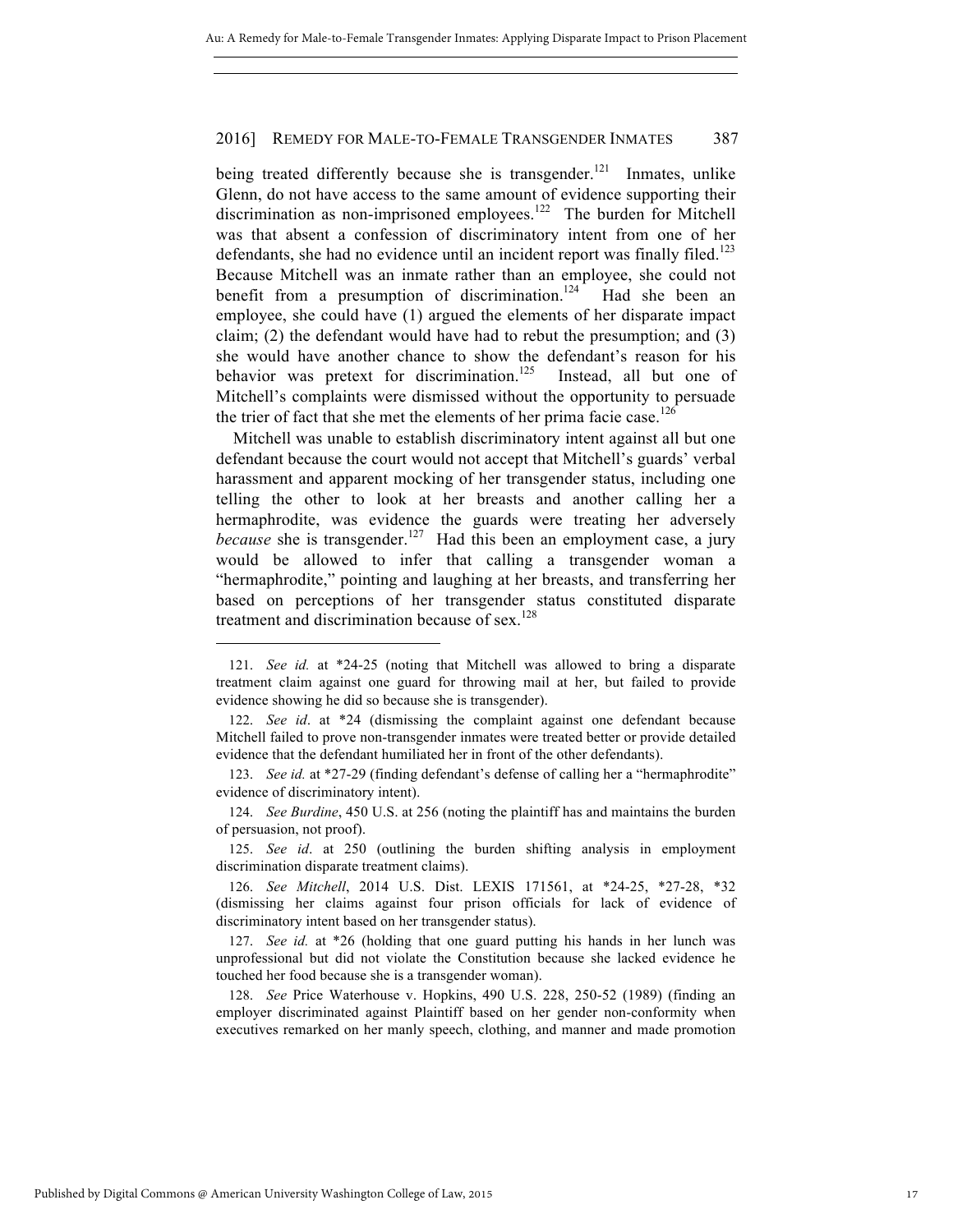being treated differently because she is transgender.[121] Inmates, unlike Glenn, do not have access to the same amount of evidence supporting their discrimination as non-imprisoned employees.[122] The burden for Mitchell was that absent a confession of discriminatory intent from one of her defendants, she had no evidence until an incident report was finally filed.[123] Because Mitchell was an inmate rather than an employee, she could not benefit from a presumption of discrimination.[124] Had she been an employee, she could have (1) argued the elements of her disparate impact claim; (2) the defendant would have had to rebut the presumption; and (3) she would have another chance to show the defendant's reason for his behavior was pretext for discrimination.[125] Instead, all but one of Mitchell's complaints were dismissed without the opportunity to persuade the trier of fact that she met the elements of her prima facie case.[126]

Mitchell was unable to establish discriminatory intent against all but one defendant because the court would not accept that Mitchell's guards' verbal harassment and apparent mocking of her transgender status, including one telling the other to look at her breasts and another calling her a hermaphrodite, was evidence the guards were treating her adversely *because* she is transgender.[127] Had this been an employment case, a jury would be allowed to infer that calling a transgender woman a "hermaphrodite," pointing and laughing at her breasts, and transferring her based on perceptions of her transgender status constituted disparate treatment and discrimination because of sex.[128]

---

121. *See id.* at *24-25 (noting that Mitchell was allowed to bring a disparate treatment claim against one guard for throwing mail at her, but failed to provide evidence showing he did so because she is transgender).

122. *See id*. at *24 (dismissing the complaint against one defendant because Mitchell failed to prove non-transgender inmates were treated better or provide detailed evidence that the defendant humiliated her in front of the other defendants).

123. *See id.* at *27-29 (finding defendant's defense of calling her a "hermaphrodite" evidence of discriminatory intent).

124. *See Burdine*, 450 U.S. at 256 (noting the plaintiff has and maintains the burden of persuasion, not proof).

125. *See id*. at 250 (outlining the burden shifting analysis in employment discrimination disparate treatment claims).

126. *See Mitchell*, 2014 U.S. Dist. LEXIS 171561, at *24-25, *27-28, *32 (dismissing her claims against four prison officials for lack of evidence of discriminatory intent based on her transgender status).

127. *See id.* at *26 (holding that one guard putting his hands in her lunch was unprofessional but did not violate the Constitution because she lacked evidence he touched her food because she is a transgender woman).

128. *See* Price Waterhouse v. Hopkins, 490 U.S. 228, 250-52 (1989) (finding an employer discriminated against Plaintiff based on her gender non-conformity when executives remarked on her manly speech, clothing, and manner and made promotion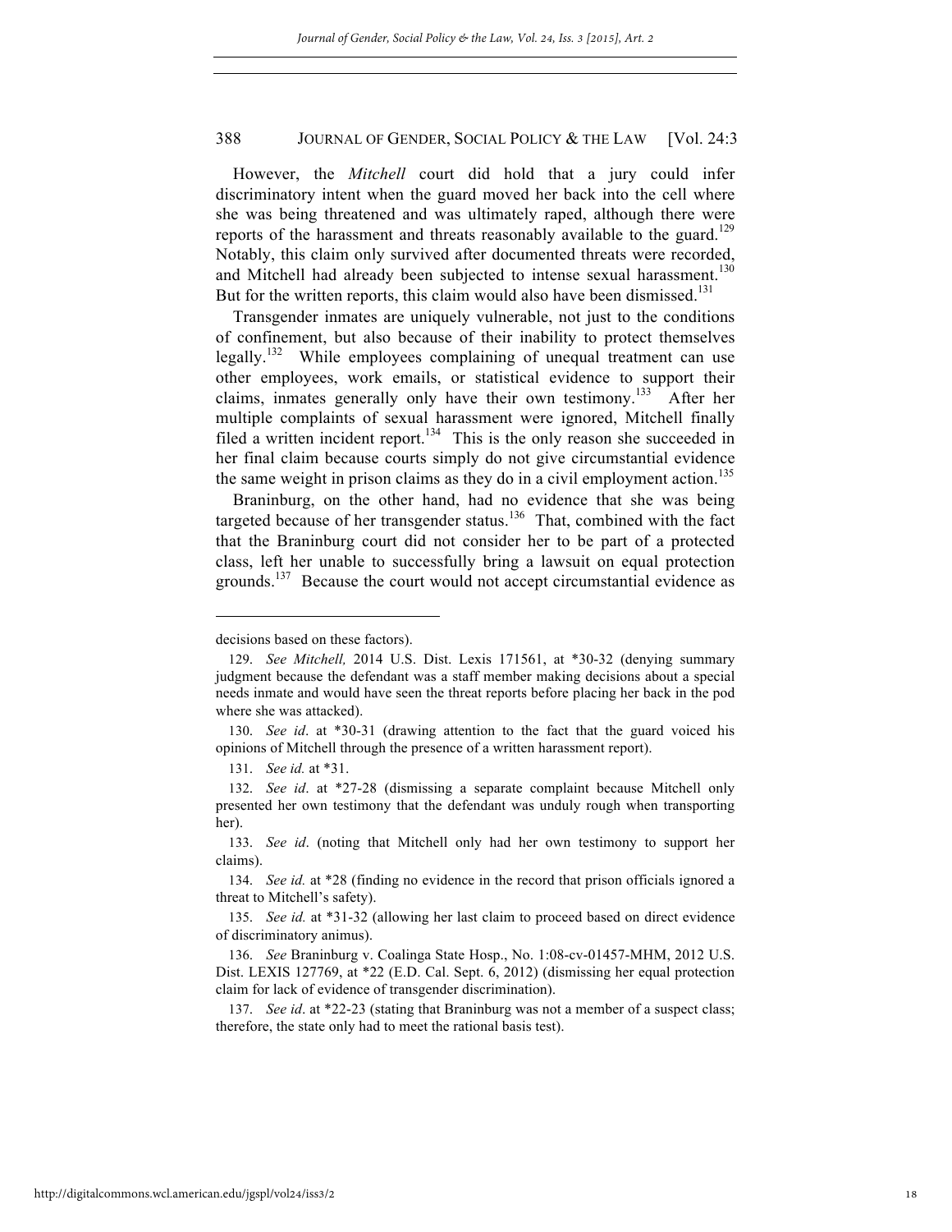However, the *Mitchell* court did hold that a jury could infer discriminatory intent when the guard moved her back into the cell where she was being threatened and was ultimately raped, although there were reports of the harassment and threats reasonably available to the guard.[129] Notably, this claim only survived after documented threats were recorded, and Mitchell had already been subjected to intense sexual harassment.[130] But for the written reports, this claim would also have been dismissed.[131]

Transgender inmates are uniquely vulnerable, not just to the conditions of confinement, but also because of their inability to protect themselves legally.[132] While employees complaining of unequal treatment can use other employees, work emails, or statistical evidence to support their claims, inmates generally only have their own testimony.[133] After her multiple complaints of sexual harassment were ignored, Mitchell finally filed a written incident report.[134] This is the only reason she succeeded in her final claim because courts simply do not give circumstantial evidence the same weight in prison claims as they do in a civil employment action.[135]

Braninburg, on the other hand, had no evidence that she was being targeted because of her transgender status.[136] That, combined with the fact that the Braninburg court did not consider her to be part of a protected class, left her unable to successfully bring a lawsuit on equal protection grounds.[137] Because the court would not accept circumstantial evidence as

---

decisions based on these factors).

129. *See Mitchell,* 2014 U.S. Dist. Lexis 171561, at *30-32 (denying summary judgment because the defendant was a staff member making decisions about a special needs inmate and would have seen the threat reports before placing her back in the pod where she was attacked).

130. *See id*. at *30-31 (drawing attention to the fact that the guard voiced his opinions of Mitchell through the presence of a written harassment report).

131. *See id.* at *31.

132. *See id*. at *27-28 (dismissing a separate complaint because Mitchell only presented her own testimony that the defendant was unduly rough when transporting her).

133. *See id*. (noting that Mitchell only had her own testimony to support her claims).

134. *See id.* at *28 (finding no evidence in the record that prison officials ignored a threat to Mitchell's safety).

135. *See id.* at *31-32 (allowing her last claim to proceed based on direct evidence of discriminatory animus).

136. *See* Braninburg v. Coalinga State Hosp., No. 1:08-cv-01457-MHM, 2012 U.S. Dist. LEXIS 127769, at *22 (E.D. Cal. Sept. 6, 2012) (dismissing her equal protection claim for lack of evidence of transgender discrimination).

137. *See id*. at *22-23 (stating that Braninburg was not a member of a suspect class; therefore, the state only had to meet the rational basis test).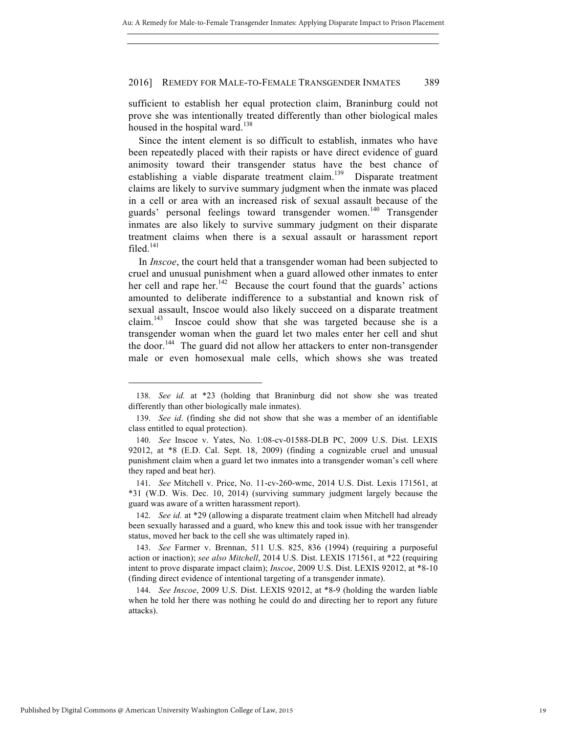sufficient to establish her equal protection claim, Braninburg could not prove she was intentionally treated differently than other biological males housed in the hospital ward.[138]

Since the intent element is so difficult to establish, inmates who have been repeatedly placed with their rapists or have direct evidence of guard animosity toward their transgender status have the best chance of establishing a viable disparate treatment claim.[139] Disparate treatment claims are likely to survive summary judgment when the inmate was placed in a cell or area with an increased risk of sexual assault because of the guards' personal feelings toward transgender women.[140] Transgender inmates are also likely to survive summary judgment on their disparate treatment claims when there is a sexual assault or harassment report filed.[141]

In *Inscoe*, the court held that a transgender woman had been subjected to cruel and unusual punishment when a guard allowed other inmates to enter her cell and rape her.[142] Because the court found that the guards' actions amounted to deliberate indifference to a substantial and known risk of sexual assault, Inscoe would also likely succeed on a disparate treatment claim.[143] Inscoe could show that she was targeted because she is a transgender woman when the guard let two males enter her cell and shut the door.[144] The guard did not allow her attackers to enter non-transgender male or even homosexual male cells, which shows she was treated

---

138. *See id.* at *23 (holding that Braninburg did not show she was treated differently than other biologically male inmates).

139. *See id*. (finding she did not show that she was a member of an identifiable class entitled to equal protection).

140. *See* Inscoe v. Yates, No. 1:08-cv-01588-DLB PC, 2009 U.S. Dist. LEXIS 92012, at *8 (E.D. Cal. Sept. 18, 2009) (finding a cognizable cruel and unusual punishment claim when a guard let two inmates into a transgender woman's cell where they raped and beat her).

141. *See* Mitchell v. Price, No. 11-cv-260-wmc, 2014 U.S. Dist. Lexis 171561, at *31 (W.D. Wis. Dec. 10, 2014) (surviving summary judgment largely because the guard was aware of a written harassment report).

142. *See id.* at *29 (allowing a disparate treatment claim when Mitchell had already been sexually harassed and a guard, who knew this and took issue with her transgender status, moved her back to the cell she was ultimately raped in).

143. *See* Farmer v. Brennan, 511 U.S. 825, 836 (1994) (requiring a purposeful action or inaction); *see also Mitchell*, 2014 U.S. Dist. LEXIS 171561, at *22 (requiring intent to prove disparate impact claim); *Inscoe*, 2009 U.S. Dist. LEXIS 92012, at *8-10 (finding direct evidence of intentional targeting of a transgender inmate).

144. *See Inscoe*, 2009 U.S. Dist. LEXIS 92012, at *8-9 (holding the warden liable when he told her there was nothing he could do and directing her to report any future attacks).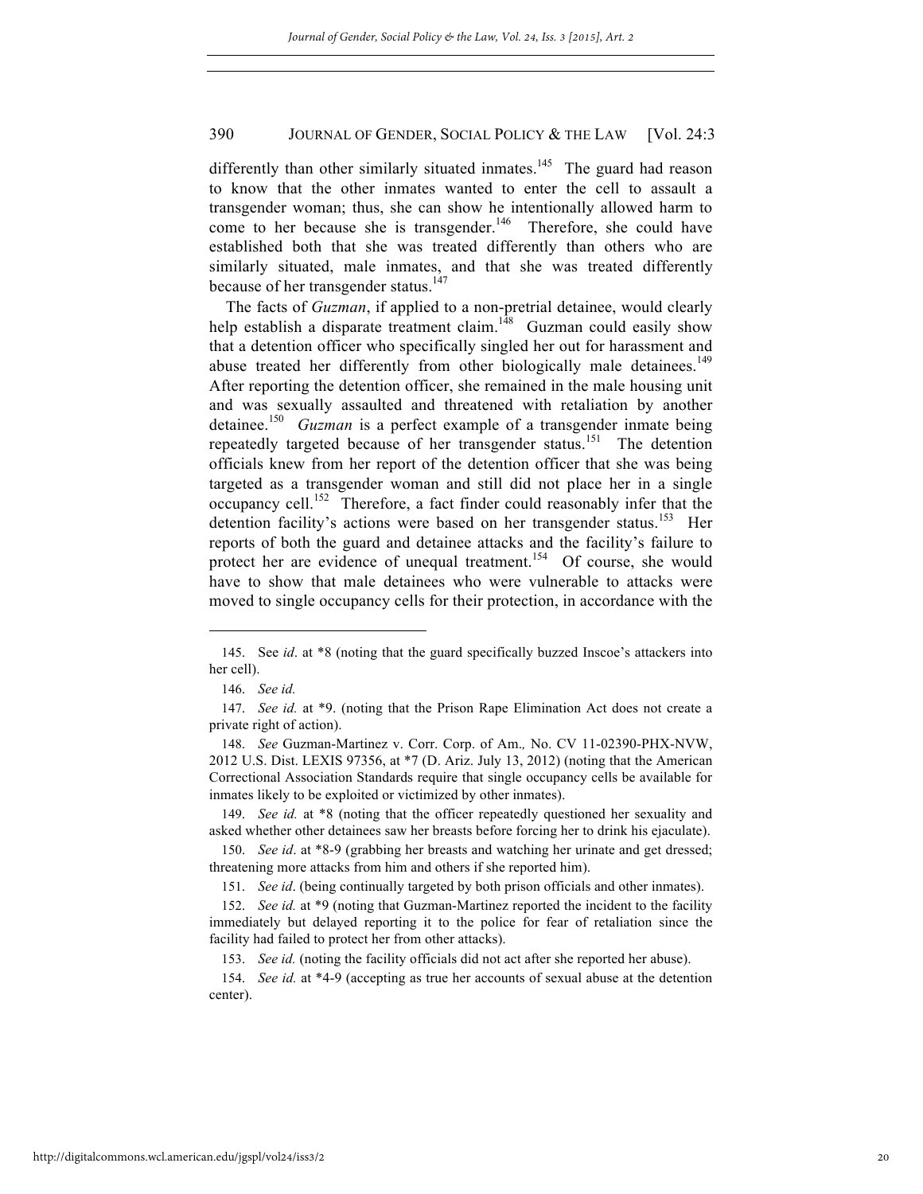differently than other similarly situated inmates.[145] The guard had reason to know that the other inmates wanted to enter the cell to assault a transgender woman; thus, she can show he intentionally allowed harm to come to her because she is transgender.[146] Therefore, she could have established both that she was treated differently than others who are similarly situated, male inmates, and that she was treated differently because of her transgender status.[147]

The facts of *Guzman*, if applied to a non-pretrial detainee, would clearly help establish a disparate treatment claim.[148] Guzman could easily show that a detention officer who specifically singled her out for harassment and abuse treated her differently from other biologically male detainees.[149] After reporting the detention officer, she remained in the male housing unit and was sexually assaulted and threatened with retaliation by another detainee.[150] *Guzman* is a perfect example of a transgender inmate being repeatedly targeted because of her transgender status.[151] The detention officials knew from her report of the detention officer that she was being targeted as a transgender woman and still did not place her in a single occupancy cell.[152] Therefore, a fact finder could reasonably infer that the detention facility's actions were based on her transgender status.[153] Her reports of both the guard and detainee attacks and the facility's failure to protect her are evidence of unequal treatment.[154] Of course, she would have to show that male detainees who were vulnerable to attacks were moved to single occupancy cells for their protection, in accordance with the

---

145. See *id*. at *8 (noting that the guard specifically buzzed Inscoe's attackers into her cell).

146. *See id.*

147. *See id.* at *9. (noting that the Prison Rape Elimination Act does not create a private right of action).

148. *See* Guzman-Martinez v. Corr. Corp. of Am., No. CV 11-02390-PHX-NVW, 2012 U.S. Dist. LEXIS 97356, at *7 (D. Ariz. July 13, 2012) (noting that the American Correctional Association Standards require that single occupancy cells be available for inmates likely to be exploited or victimized by other inmates).

149. *See id.* at *8 (noting that the officer repeatedly questioned her sexuality and asked whether other detainees saw her breasts before forcing her to drink his ejaculate).

150. *See id*. at *8-9 (grabbing her breasts and watching her urinate and get dressed; threatening more attacks from him and others if she reported him).

151. *See id*. (being continually targeted by both prison officials and other inmates).

152. *See id.* at *9 (noting that Guzman-Martinez reported the incident to the facility immediately but delayed reporting it to the police for fear of retaliation since the facility had failed to protect her from other attacks).

153. *See id.* (noting the facility officials did not act after she reported her abuse).

154. *See id.* at *4-9 (accepting as true her accounts of sexual abuse at the detention center).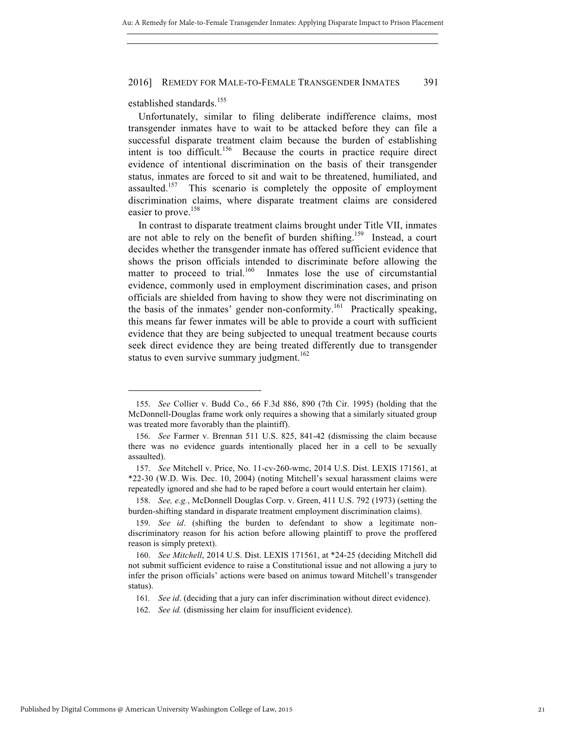established standards.[155]

Unfortunately, similar to filing deliberate indifference claims, most transgender inmates have to wait to be attacked before they can file a successful disparate treatment claim because the burden of establishing intent is too difficult.[156] Because the courts in practice require direct evidence of intentional discrimination on the basis of their transgender status, inmates are forced to sit and wait to be threatened, humiliated, and assaulted.[157] This scenario is completely the opposite of employment discrimination claims, where disparate treatment claims are considered easier to prove.[158]

In contrast to disparate treatment claims brought under Title VII, inmates are not able to rely on the benefit of burden shifting.[159] Instead, a court decides whether the transgender inmate has offered sufficient evidence that shows the prison officials intended to discriminate before allowing the matter to proceed to trial.[160] Inmates lose the use of circumstantial evidence, commonly used in employment discrimination cases, and prison officials are shielded from having to show they were not discriminating on the basis of the inmates' gender non-conformity.[161] Practically speaking, this means far fewer inmates will be able to provide a court with sufficient evidence that they are being subjected to unequal treatment because courts seek direct evidence they are being treated differently due to transgender status to even survive summary judgment.[162]

---

155. *See* Collier v. Budd Co., 66 F.3d 886, 890 (7th Cir. 1995) (holding that the McDonnell-Douglas frame work only requires a showing that a similarly situated group was treated more favorably than the plaintiff).

156. *See* Farmer v. Brennan 511 U.S. 825, 841-42 (dismissing the claim because there was no evidence guards intentionally placed her in a cell to be sexually assaulted).

157. *See* Mitchell v. Price, No. 11-cv-260-wmc, 2014 U.S. Dist. LEXIS 171561, at \*22-30 (W.D. Wis. Dec. 10, 2004) (noting Mitchell's sexual harassment claims were repeatedly ignored and she had to be raped before a court would entertain her claim).

158. *See, e.g.*, McDonnell Douglas Corp. v. Green, 411 U.S. 792 (1973) (setting the burden-shifting standard in disparate treatment employment discrimination claims).

159. *See id*. (shifting the burden to defendant to show a legitimate non-discriminatory reason for his action before allowing plaintiff to prove the proffered reason is simply pretext).

160. *See Mitchell*, 2014 U.S. Dist. LEXIS 171561, at \*24-25 (deciding Mitchell did not submit sufficient evidence to raise a Constitutional issue and not allowing a jury to infer the prison officials' actions were based on animus toward Mitchell's transgender status).

161. *See id*. (deciding that a jury can infer discrimination without direct evidence).

162. *See id.* (dismissing her claim for insufficient evidence).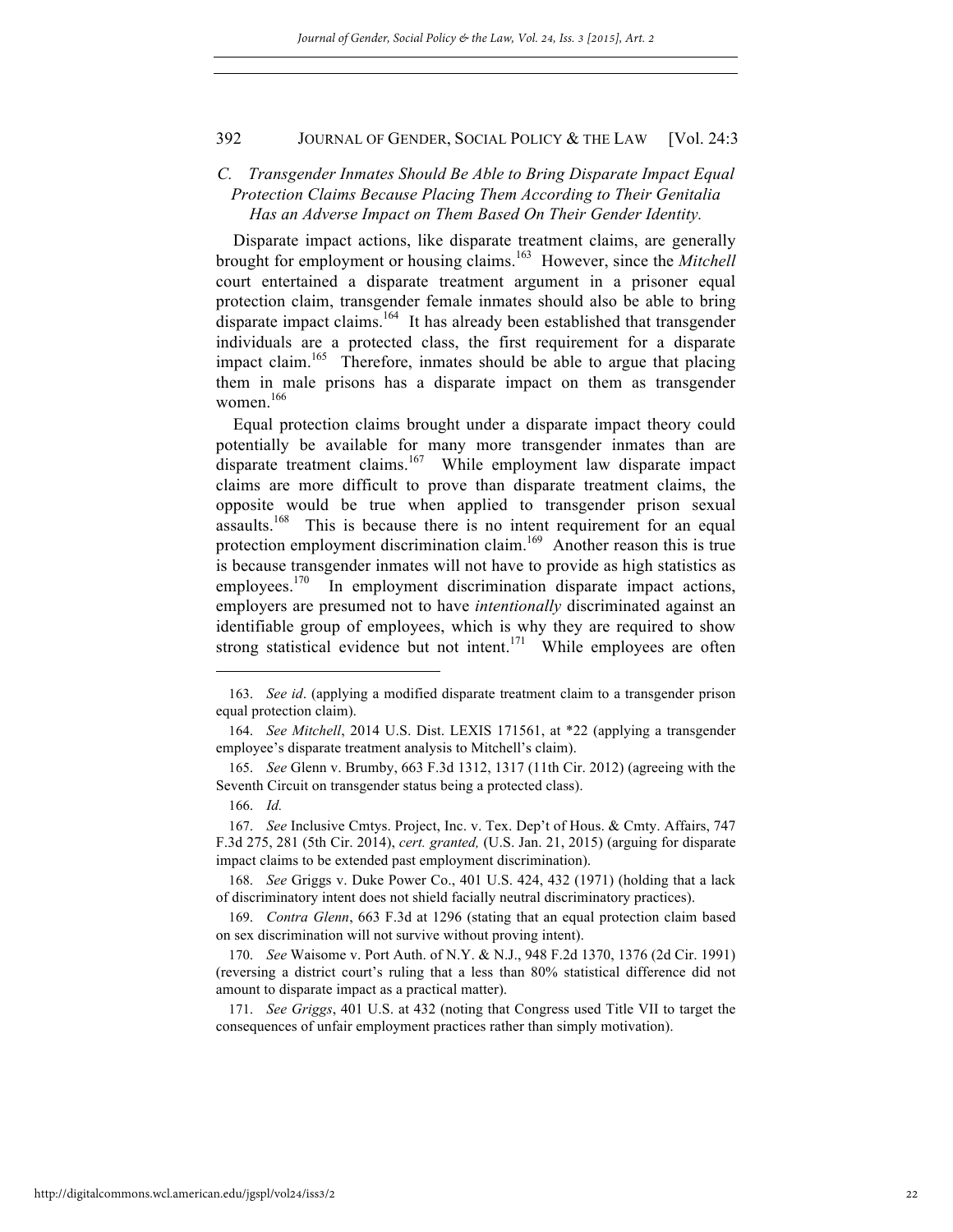### C. Transgender Inmates Should Be Able to Bring Disparate Impact Equal Protection Claims Because Placing Them According to Their Genitalia Has an Adverse Impact on Them Based On Their Gender Identity.

Disparate impact actions, like disparate treatment claims, are generally brought for employment or housing claims.[163] However, since the *Mitchell* court entertained a disparate treatment argument in a prisoner equal protection claim, transgender female inmates should also be able to bring disparate impact claims.[164] It has already been established that transgender individuals are a protected class, the first requirement for a disparate impact claim.[165] Therefore, inmates should be able to argue that placing them in male prisons has a disparate impact on them as transgender women.[166]

Equal protection claims brought under a disparate impact theory could potentially be available for many more transgender inmates than are disparate treatment claims.[167] While employment law disparate impact claims are more difficult to prove than disparate treatment claims, the opposite would be true when applied to transgender prison sexual assaults.[168] This is because there is no intent requirement for an equal protection employment discrimination claim.[169] Another reason this is true is because transgender inmates will not have to provide as high statistics as employees.[170] In employment discrimination disparate impact actions, employers are presumed not to have *intentionally* discriminated against an identifiable group of employees, which is why they are required to show strong statistical evidence but not intent.[171] While employees are often

---

163. *See id*. (applying a modified disparate treatment claim to a transgender prison equal protection claim).

164. *See Mitchell*, 2014 U.S. Dist. LEXIS 171561, at *22 (applying a transgender employee's disparate treatment analysis to Mitchell's claim).

165. *See* Glenn v. Brumby, 663 F.3d 1312, 1317 (11th Cir. 2012) (agreeing with the Seventh Circuit on transgender status being a protected class).

166. *Id.*

167. *See* Inclusive Cmtys. Project, Inc. v. Tex. Dep't of Hous. & Cmty. Affairs, 747 F.3d 275, 281 (5th Cir. 2014), *cert. granted,* (U.S. Jan. 21, 2015) (arguing for disparate impact claims to be extended past employment discrimination).

168. *See* Griggs v. Duke Power Co., 401 U.S. 424, 432 (1971) (holding that a lack of discriminatory intent does not shield facially neutral discriminatory practices).

169. *Contra Glenn*, 663 F.3d at 1296 (stating that an equal protection claim based on sex discrimination will not survive without proving intent).

170. *See* Waisome v. Port Auth. of N.Y. & N.J., 948 F.2d 1370, 1376 (2d Cir. 1991) (reversing a district court's ruling that a less than 80% statistical difference did not amount to disparate impact as a practical matter).

171. *See Griggs*, 401 U.S. at 432 (noting that Congress used Title VII to target the consequences of unfair employment practices rather than simply motivation).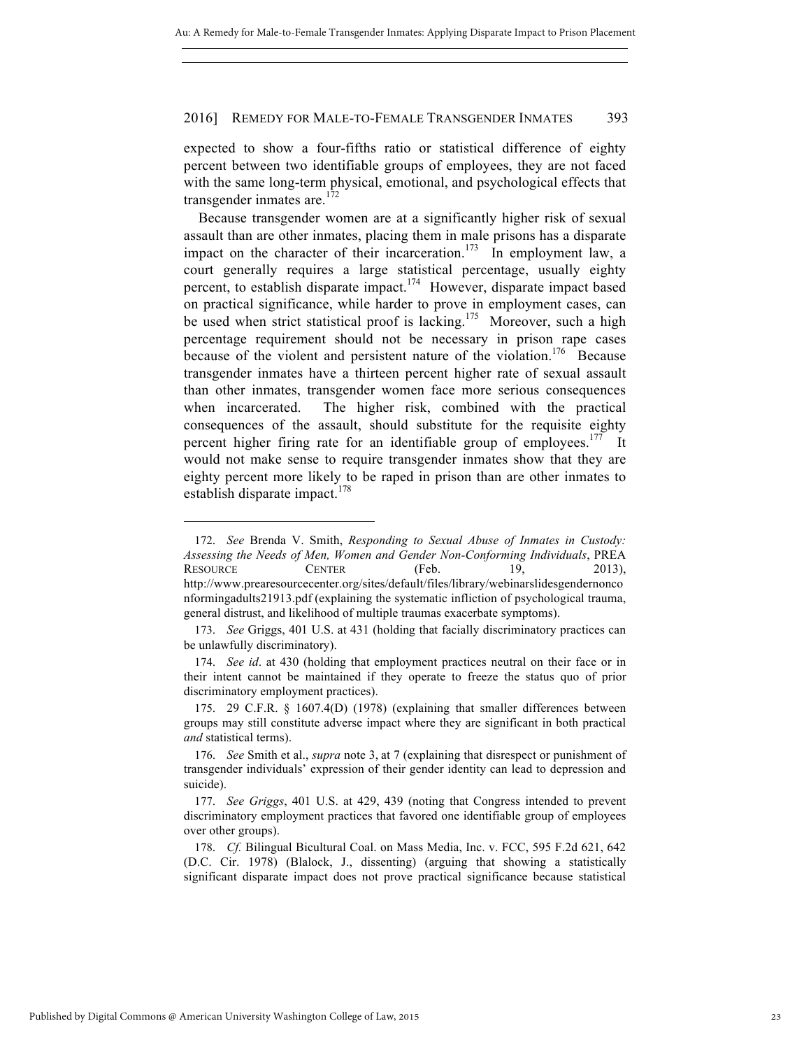expected to show a four-fifths ratio or statistical difference of eighty percent between two identifiable groups of employees, they are not faced with the same long-term physical, emotional, and psychological effects that transgender inmates are.[172]

Because transgender women are at a significantly higher risk of sexual assault than are other inmates, placing them in male prisons has a disparate impact on the character of their incarceration.[173] In employment law, a court generally requires a large statistical percentage, usually eighty percent, to establish disparate impact.[174] However, disparate impact based on practical significance, while harder to prove in employment cases, can be used when strict statistical proof is lacking.[175] Moreover, such a high percentage requirement should not be necessary in prison rape cases because of the violent and persistent nature of the violation.[176] Because transgender inmates have a thirteen percent higher rate of sexual assault than other inmates, transgender women face more serious consequences when incarcerated. The higher risk, combined with the practical consequences of the assault, should substitute for the requisite eighty percent higher firing rate for an identifiable group of employees.[177] It would not make sense to require transgender inmates show that they are eighty percent more likely to be raped in prison than are other inmates to establish disparate impact.[178]

---

172. *See* Brenda V. Smith, *Responding to Sexual Abuse of Inmates in Custody: Assessing the Needs of Men, Women and Gender Non-Conforming Individuals*, PREA RESOURCE CENTER (Feb. 19, 2013), http://www.prearesourcecenter.org/sites/default/files/library/webinarslidesgendernonconformingadults21913.pdf (explaining the systematic infliction of psychological trauma, general distrust, and likelihood of multiple traumas exacerbate symptoms).

173. *See* Griggs, 401 U.S. at 431 (holding that facially discriminatory practices can be unlawfully discriminatory).

174. *See id*. at 430 (holding that employment practices neutral on their face or in their intent cannot be maintained if they operate to freeze the status quo of prior discriminatory employment practices).

175. 29 C.F.R. § 1607.4(D) (1978) (explaining that smaller differences between groups may still constitute adverse impact where they are significant in both practical *and* statistical terms).

176. *See* Smith et al., *supra* note 3, at 7 (explaining that disrespect or punishment of transgender individuals' expression of their gender identity can lead to depression and suicide).

177. *See Griggs*, 401 U.S. at 429, 439 (noting that Congress intended to prevent discriminatory employment practices that favored one identifiable group of employees over other groups).

178. *Cf.* Bilingual Bicultural Coal. on Mass Media, Inc. v. FCC, 595 F.2d 621, 642 (D.C. Cir. 1978) (Blalock, J., dissenting) (arguing that showing a statistically significant disparate impact does not prove practical significance because statistical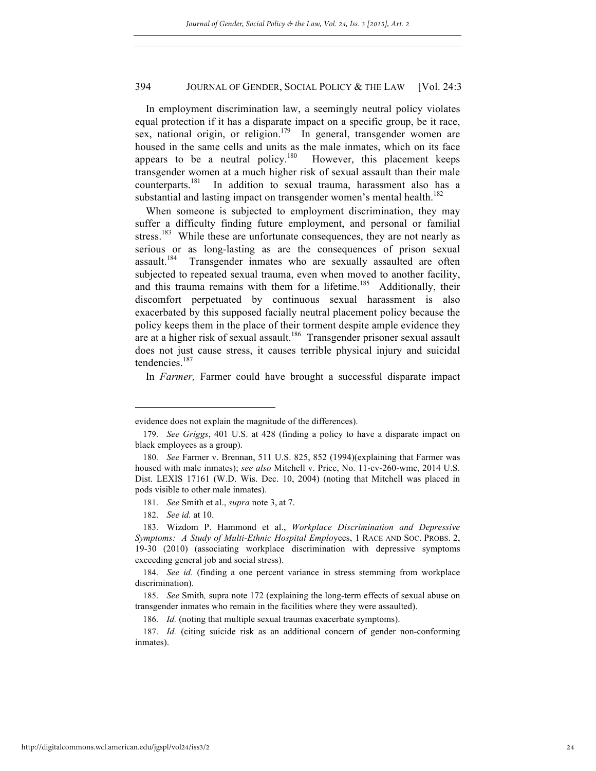In employment discrimination law, a seemingly neutral policy violates equal protection if it has a disparate impact on a specific group, be it race, sex, national origin, or religion.[179] In general, transgender women are housed in the same cells and units as the male inmates, which on its face appears to be a neutral policy.[180] However, this placement keeps transgender women at a much higher risk of sexual assault than their male counterparts.[181] In addition to sexual trauma, harassment also has a substantial and lasting impact on transgender women's mental health.[182]

When someone is subjected to employment discrimination, they may suffer a difficulty finding future employment, and personal or familial stress.[183] While these are unfortunate consequences, they are not nearly as serious or as long-lasting as are the consequences of prison sexual assault.[184] Transgender inmates who are sexually assaulted are often subjected to repeated sexual trauma, even when moved to another facility, and this trauma remains with them for a lifetime.[185] Additionally, their discomfort perpetuated by continuous sexual harassment is also exacerbated by this supposed facially neutral placement policy because the policy keeps them in the place of their torment despite ample evidence they are at a higher risk of sexual assault.[186] Transgender prisoner sexual assault does not just cause stress, it causes terrible physical injury and suicidal tendencies.[187]

In *Farmer,* Farmer could have brought a successful disparate impact

---

evidence does not explain the magnitude of the differences).

179. *See Griggs*, 401 U.S. at 428 (finding a policy to have a disparate impact on black employees as a group).

180. *See* Farmer v. Brennan, 511 U.S. 825, 852 (1994)(explaining that Farmer was housed with male inmates); *see also* Mitchell v. Price, No. 11-cv-260-wmc, 2014 U.S. Dist. LEXIS 17161 (W.D. Wis. Dec. 10, 2004) (noting that Mitchell was placed in pods visible to other male inmates).

181. *See* Smith et al., *supra* note 3, at 7.

182. *See id.* at 10.

183. Wizdom P. Hammond et al., *Workplace Discrimination and Depressive Symptoms: A Study of Multi-Ethnic Hospital Employees*, 1 RACE AND SOC. PROBS. 2, 19-30 (2010) (associating workplace discrimination with depressive symptoms exceeding general job and social stress).

184. *See id*. (finding a one percent variance in stress stemming from workplace discrimination).

185. *See* Smith*,* supra note 172 (explaining the long-term effects of sexual abuse on transgender inmates who remain in the facilities where they were assaulted).

186. *Id.* (noting that multiple sexual traumas exacerbate symptoms).

187. *Id.* (citing suicide risk as an additional concern of gender non-conforming inmates).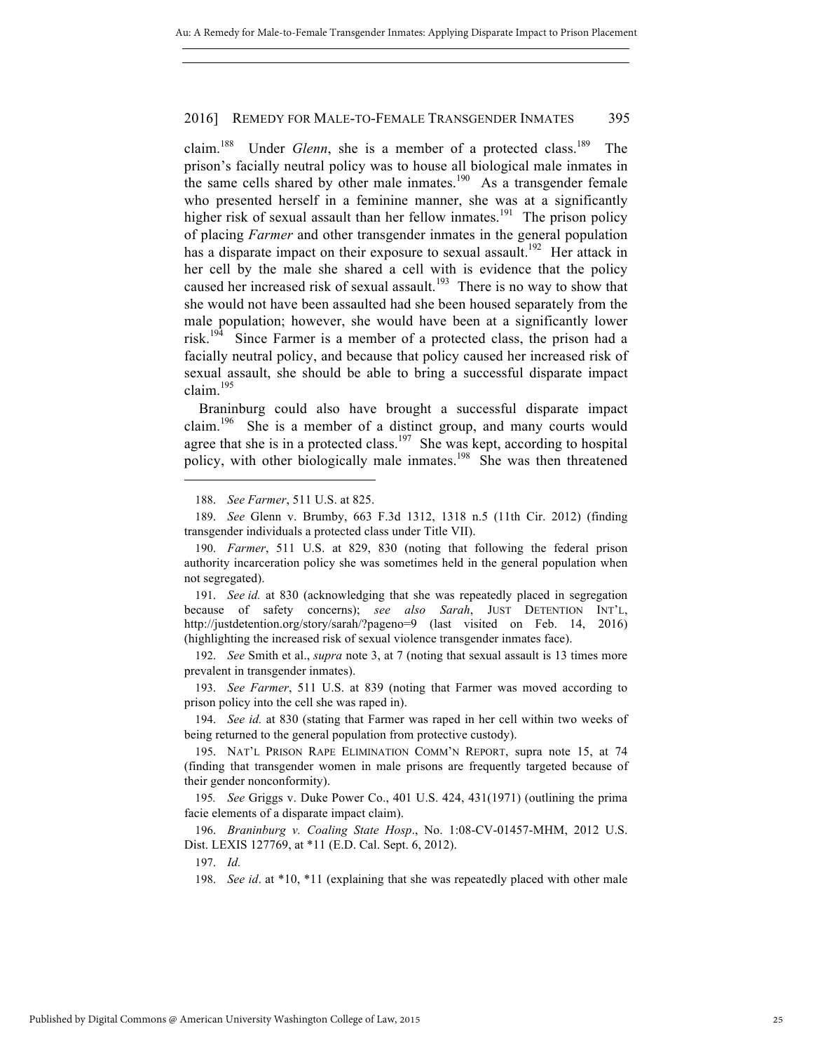claim.[188] Under *Glenn*, she is a member of a protected class.[189] The prison's facially neutral policy was to house all biological male inmates in the same cells shared by other male inmates.[190] As a transgender female who presented herself in a feminine manner, she was at a significantly higher risk of sexual assault than her fellow inmates.[191] The prison policy of placing *Farmer* and other transgender inmates in the general population has a disparate impact on their exposure to sexual assault.[192] Her attack in her cell by the male she shared a cell with is evidence that the policy caused her increased risk of sexual assault.[193] There is no way to show that she would not have been assaulted had she been housed separately from the male population; however, she would have been at a significantly lower risk.[194] Since Farmer is a member of a protected class, the prison had a facially neutral policy, and because that policy caused her increased risk of sexual assault, she should be able to bring a successful disparate impact claim.[195]

Braninburg could also have brought a successful disparate impact claim.[196] She is a member of a distinct group, and many courts would agree that she is in a protected class.[197] She was kept, according to hospital policy, with other biologically male inmates.[198] She was then threatened

---

188. *See Farmer*, 511 U.S. at 825.

189. *See* Glenn v. Brumby, 663 F.3d 1312, 1318 n.5 (11th Cir. 2012) (finding transgender individuals a protected class under Title VII).

190. *Farmer*, 511 U.S. at 829, 830 (noting that following the federal prison authority incarceration policy she was sometimes held in the general population when not segregated).

191. *See id.* at 830 (acknowledging that she was repeatedly placed in segregation because of safety concerns); *see also Sarah*, JUST DETENTION INT'L, http://justdetention.org/story/sarah/?pageno=9 (last visited on Feb. 14, 2016) (highlighting the increased risk of sexual violence transgender inmates face).

192. *See* Smith et al., *supra* note 3, at 7 (noting that sexual assault is 13 times more prevalent in transgender inmates).

193. *See Farmer*, 511 U.S. at 839 (noting that Farmer was moved according to prison policy into the cell she was raped in).

194. *See id.* at 830 (stating that Farmer was raped in her cell within two weeks of being returned to the general population from protective custody).

195. NAT'L PRISON RAPE ELIMINATION COMM'N REPORT, supra note 15, at 74 (finding that transgender women in male prisons are frequently targeted because of their gender nonconformity).

195. *See* Griggs v. Duke Power Co., 401 U.S. 424, 431(1971) (outlining the prima facie elements of a disparate impact claim).

196. *Braninburg v. Coaling State Hosp*., No. 1:08-CV-01457-MHM, 2012 U.S. Dist. LEXIS 127769, at *11 (E.D. Cal. Sept. 6, 2012).

197. *Id.*

198. *See id*. at *10, *11 (explaining that she was repeatedly placed with other male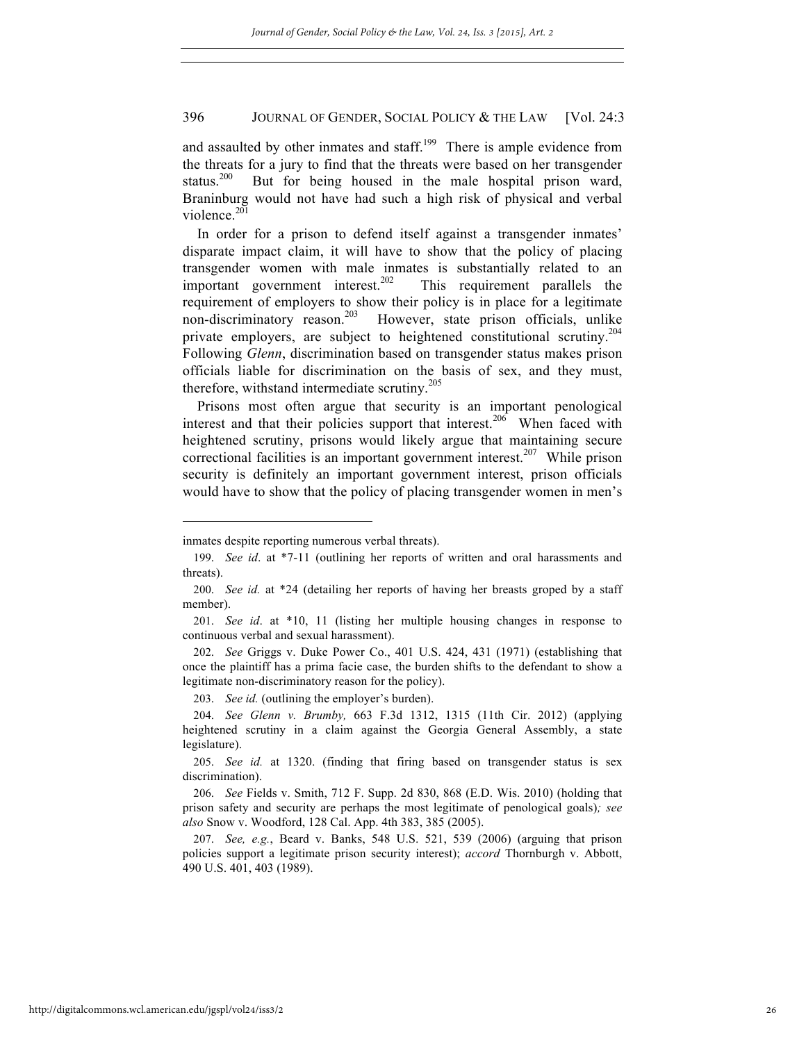and assaulted by other inmates and staff.[199] There is ample evidence from the threats for a jury to find that the threats were based on her transgender status.[200] But for being housed in the male hospital prison ward, Braninburg would not have had such a high risk of physical and verbal violence.[201]

In order for a prison to defend itself against a transgender inmates' disparate impact claim, it will have to show that the policy of placing transgender women with male inmates is substantially related to an important government interest.[202] This requirement parallels the requirement of employers to show their policy is in place for a legitimate non-discriminatory reason.[203] However, state prison officials, unlike private employers, are subject to heightened constitutional scrutiny.[204] Following *Glenn*, discrimination based on transgender status makes prison officials liable for discrimination on the basis of sex, and they must, therefore, withstand intermediate scrutiny.[205]

Prisons most often argue that security is an important penological interest and that their policies support that interest.[206] When faced with heightened scrutiny, prisons would likely argue that maintaining secure correctional facilities is an important government interest.[207] While prison security is definitely an important government interest, prison officials would have to show that the policy of placing transgender women in men's

---

inmates despite reporting numerous verbal threats).

199. *See id*. at \*7-11 (outlining her reports of written and oral harassments and threats).

200. *See id.* at \*24 (detailing her reports of having her breasts groped by a staff member).

201. *See id*. at \*10, 11 (listing her multiple housing changes in response to continuous verbal and sexual harassment).

202. *See* Griggs v. Duke Power Co., 401 U.S. 424, 431 (1971) (establishing that once the plaintiff has a prima facie case, the burden shifts to the defendant to show a legitimate non-discriminatory reason for the policy).

203. *See id.* (outlining the employer's burden).

204. *See Glenn v. Brumby,* 663 F.3d 1312, 1315 (11th Cir. 2012) (applying heightened scrutiny in a claim against the Georgia General Assembly, a state legislature).

205. *See id.* at 1320. (finding that firing based on transgender status is sex discrimination).

206. *See* Fields v. Smith, 712 F. Supp. 2d 830, 868 (E.D. Wis. 2010) (holding that prison safety and security are perhaps the most legitimate of penological goals)*; see also* Snow v. Woodford, 128 Cal. App. 4th 383, 385 (2005).

207. *See, e.g.*, Beard v. Banks, 548 U.S. 521, 539 (2006) (arguing that prison policies support a legitimate prison security interest); *accord* Thornburgh v. Abbott, 490 U.S. 401, 403 (1989).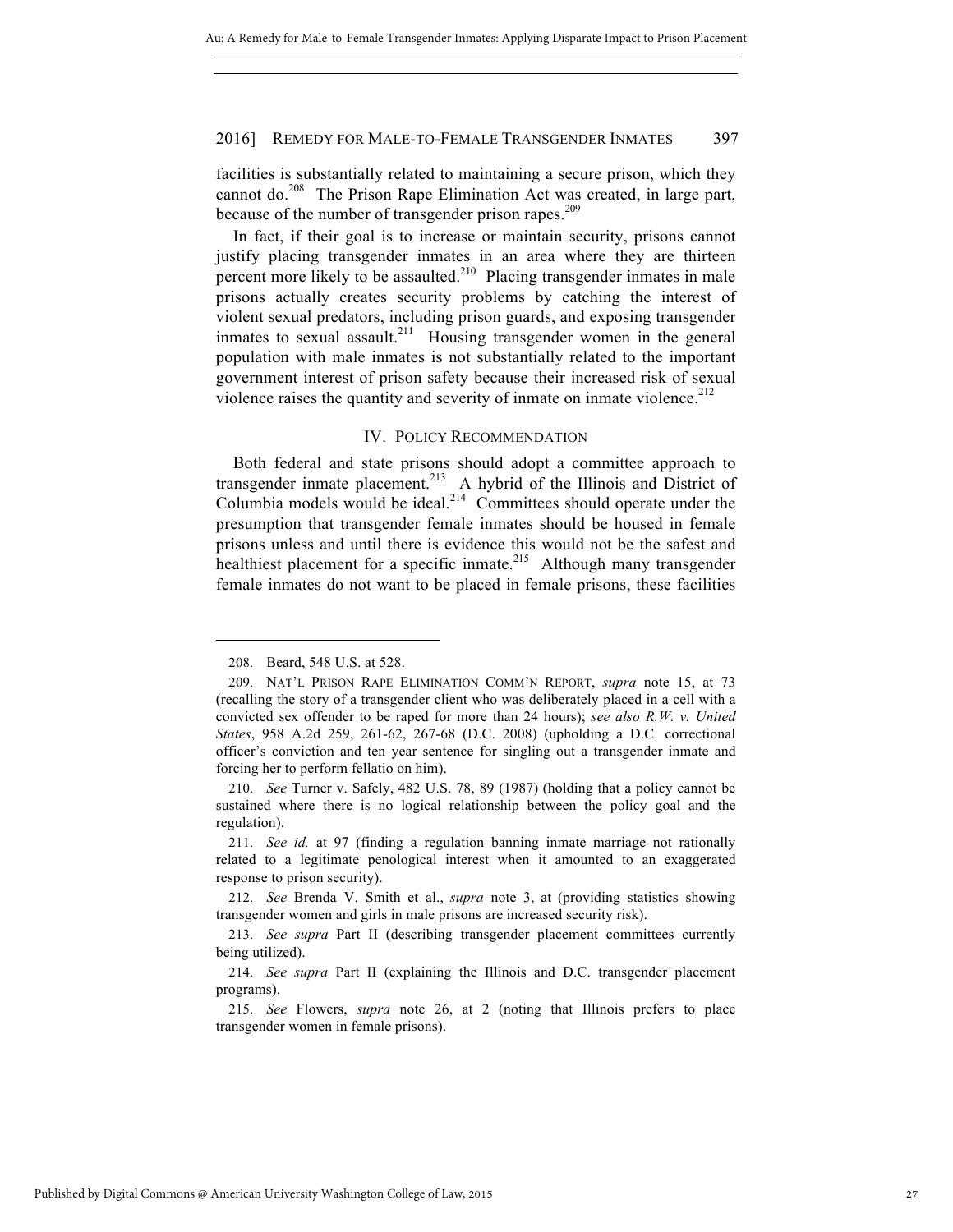facilities is substantially related to maintaining a secure prison, which they cannot do.[208] The Prison Rape Elimination Act was created, in large part, because of the number of transgender prison rapes.[209]

In fact, if their goal is to increase or maintain security, prisons cannot justify placing transgender inmates in an area where they are thirteen percent more likely to be assaulted.[210] Placing transgender inmates in male prisons actually creates security problems by catching the interest of violent sexual predators, including prison guards, and exposing transgender inmates to sexual assault.[211] Housing transgender women in the general population with male inmates is not substantially related to the important government interest of prison safety because their increased risk of sexual violence raises the quantity and severity of inmate on inmate violence.[212]

## IV. POLICY RECOMMENDATION

Both federal and state prisons should adopt a committee approach to transgender inmate placement.[213] A hybrid of the Illinois and District of Columbia models would be ideal.[214] Committees should operate under the presumption that transgender female inmates should be housed in female prisons unless and until there is evidence this would not be the safest and healthiest placement for a specific inmate.[215] Although many transgender female inmates do not want to be placed in female prisons, these facilities

---

208. Beard, 548 U.S. at 528.

209. NAT'L PRISON RAPE ELIMINATION COMM'N REPORT, *supra* note 15, at 73 (recalling the story of a transgender client who was deliberately placed in a cell with a convicted sex offender to be raped for more than 24 hours); *see also R.W. v. United States*, 958 A.2d 259, 261-62, 267-68 (D.C. 2008) (upholding a D.C. correctional officer's conviction and ten year sentence for singling out a transgender inmate and forcing her to perform fellatio on him).

210. *See* Turner v. Safely, 482 U.S. 78, 89 (1987) (holding that a policy cannot be sustained where there is no logical relationship between the policy goal and the regulation).

211. *See id.* at 97 (finding a regulation banning inmate marriage not rationally related to a legitimate penological interest when it amounted to an exaggerated response to prison security).

212. *See* Brenda V. Smith et al., *supra* note 3, at (providing statistics showing transgender women and girls in male prisons are increased security risk).

213. *See supra* Part II (describing transgender placement committees currently being utilized).

214. *See supra* Part II (explaining the Illinois and D.C. transgender placement programs).

215. *See* Flowers, *supra* note 26, at 2 (noting that Illinois prefers to place transgender women in female prisons).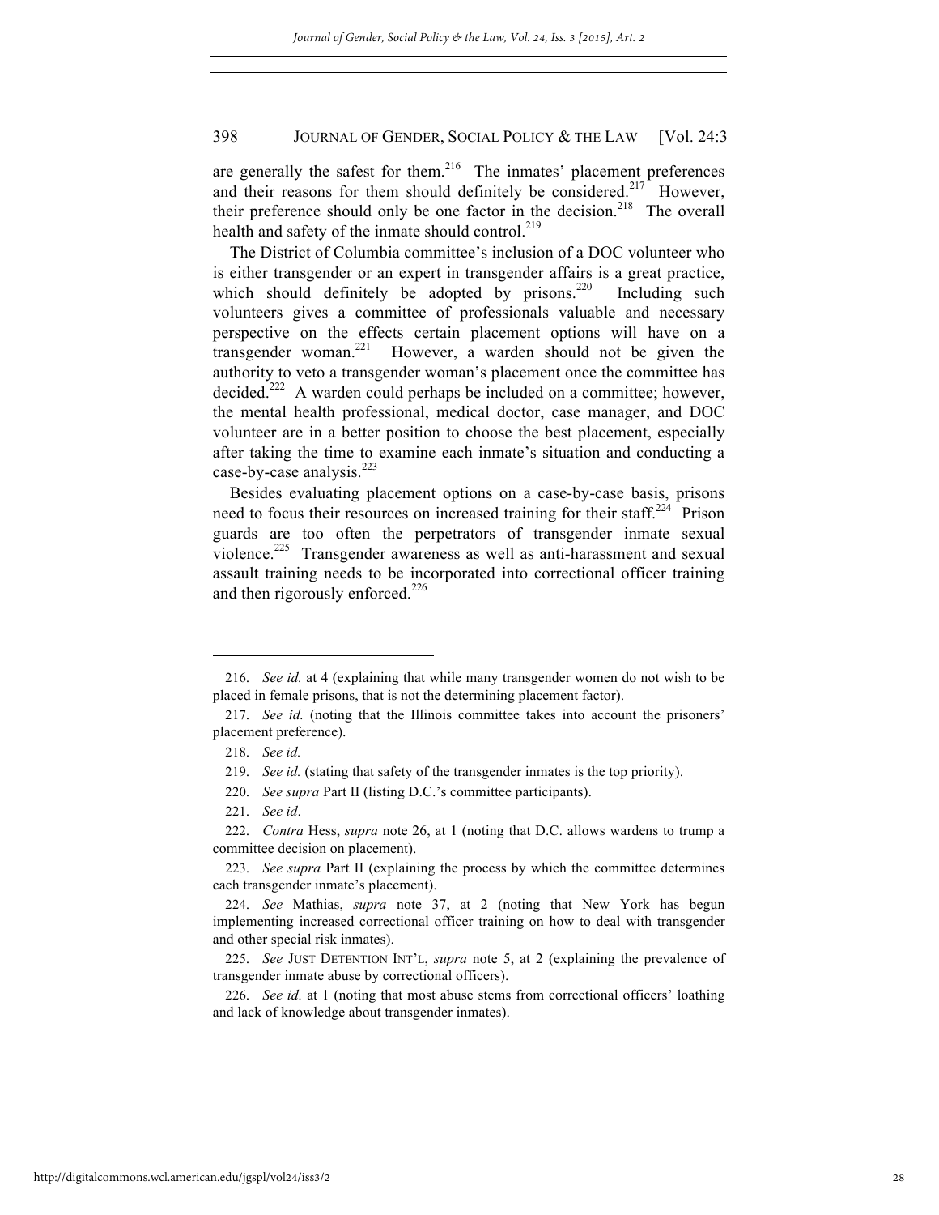are generally the safest for them.[216] The inmates' placement preferences and their reasons for them should definitely be considered.[217] However, their preference should only be one factor in the decision.[218] The overall health and safety of the inmate should control.[219]

The District of Columbia committee's inclusion of a DOC volunteer who is either transgender or an expert in transgender affairs is a great practice, which should definitely be adopted by prisons.[220] Including such volunteers gives a committee of professionals valuable and necessary perspective on the effects certain placement options will have on a transgender woman.[221] However, a warden should not be given the authority to veto a transgender woman's placement once the committee has decided.[222] A warden could perhaps be included on a committee; however, the mental health professional, medical doctor, case manager, and DOC volunteer are in a better position to choose the best placement, especially after taking the time to examine each inmate's situation and conducting a case-by-case analysis.[223]

Besides evaluating placement options on a case-by-case basis, prisons need to focus their resources on increased training for their staff.[224] Prison guards are too often the perpetrators of transgender inmate sexual violence.[225] Transgender awareness as well as anti-harassment and sexual assault training needs to be incorporated into correctional officer training and then rigorously enforced.[226]

---

216. *See id.* at 4 (explaining that while many transgender women do not wish to be placed in female prisons, that is not the determining placement factor).

217. *See id.* (noting that the Illinois committee takes into account the prisoners' placement preference).

218. *See id.*

219. *See id.* (stating that safety of the transgender inmates is the top priority).

220. *See supra* Part II (listing D.C.'s committee participants).

221. *See id*.

222. *Contra* Hess, *supra* note 26, at 1 (noting that D.C. allows wardens to trump a committee decision on placement).

223. *See supra* Part II (explaining the process by which the committee determines each transgender inmate's placement).

224. *See* Mathias, *supra* note 37, at 2 (noting that New York has begun implementing increased correctional officer training on how to deal with transgender and other special risk inmates).

225. *See* JUST DETENTION INT'L, *supra* note 5, at 2 (explaining the prevalence of transgender inmate abuse by correctional officers).

226. *See id.* at 1 (noting that most abuse stems from correctional officers' loathing and lack of knowledge about transgender inmates).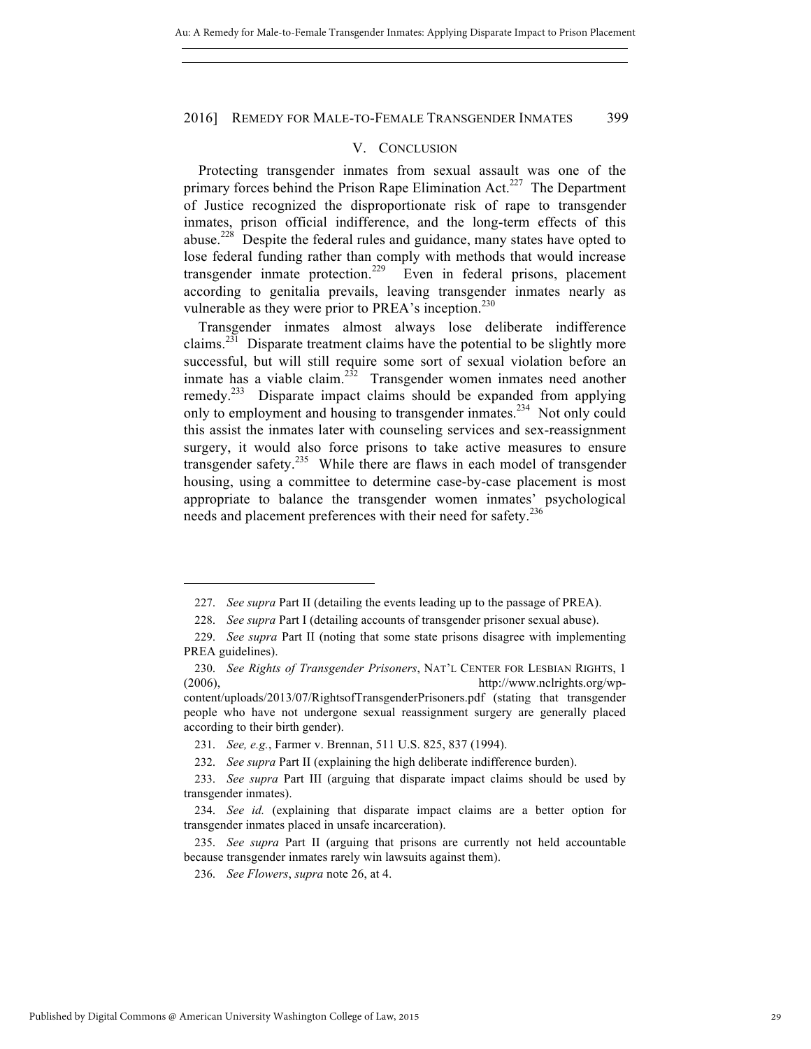## V. CONCLUSION

Protecting transgender inmates from sexual assault was one of the primary forces behind the Prison Rape Elimination Act.[227] The Department of Justice recognized the disproportionate risk of rape to transgender inmates, prison official indifference, and the long-term effects of this abuse.[228] Despite the federal rules and guidance, many states have opted to lose federal funding rather than comply with methods that would increase transgender inmate protection.[229] Even in federal prisons, placement according to genitalia prevails, leaving transgender inmates nearly as vulnerable as they were prior to PREA's inception.[230]

Transgender inmates almost always lose deliberate indifference claims.[231] Disparate treatment claims have the potential to be slightly more successful, but will still require some sort of sexual violation before an inmate has a viable claim.[232] Transgender women inmates need another remedy.[233] Disparate impact claims should be expanded from applying only to employment and housing to transgender inmates.[234] Not only could this assist the inmates later with counseling services and sex-reassignment surgery, it would also force prisons to take active measures to ensure transgender safety.[235] While there are flaws in each model of transgender housing, using a committee to determine case-by-case placement is most appropriate to balance the transgender women inmates' psychological needs and placement preferences with their need for safety.[236]

---

227. *See supra* Part II (detailing the events leading up to the passage of PREA).

228. *See supra* Part I (detailing accounts of transgender prisoner sexual abuse).

229. *See supra* Part II (noting that some state prisons disagree with implementing PREA guidelines).

230. *See Rights of Transgender Prisoners*, NAT'L CENTER FOR LESBIAN RIGHTS, 1 (2006), http://www.nclrights.org/wp-content/uploads/2013/07/RightsofTransgenderPrisoners.pdf (stating that transgender people who have not undergone sexual reassignment surgery are generally placed according to their birth gender).

231. *See, e.g.*, Farmer v. Brennan, 511 U.S. 825, 837 (1994).

232. *See supra* Part II (explaining the high deliberate indifference burden).

233. *See supra* Part III (arguing that disparate impact claims should be used by transgender inmates).

234. *See id.* (explaining that disparate impact claims are a better option for transgender inmates placed in unsafe incarceration).

235. *See supra* Part II (arguing that prisons are currently not held accountable because transgender inmates rarely win lawsuits against them).

236. *See Flowers*, *supra* note 26, at 4.